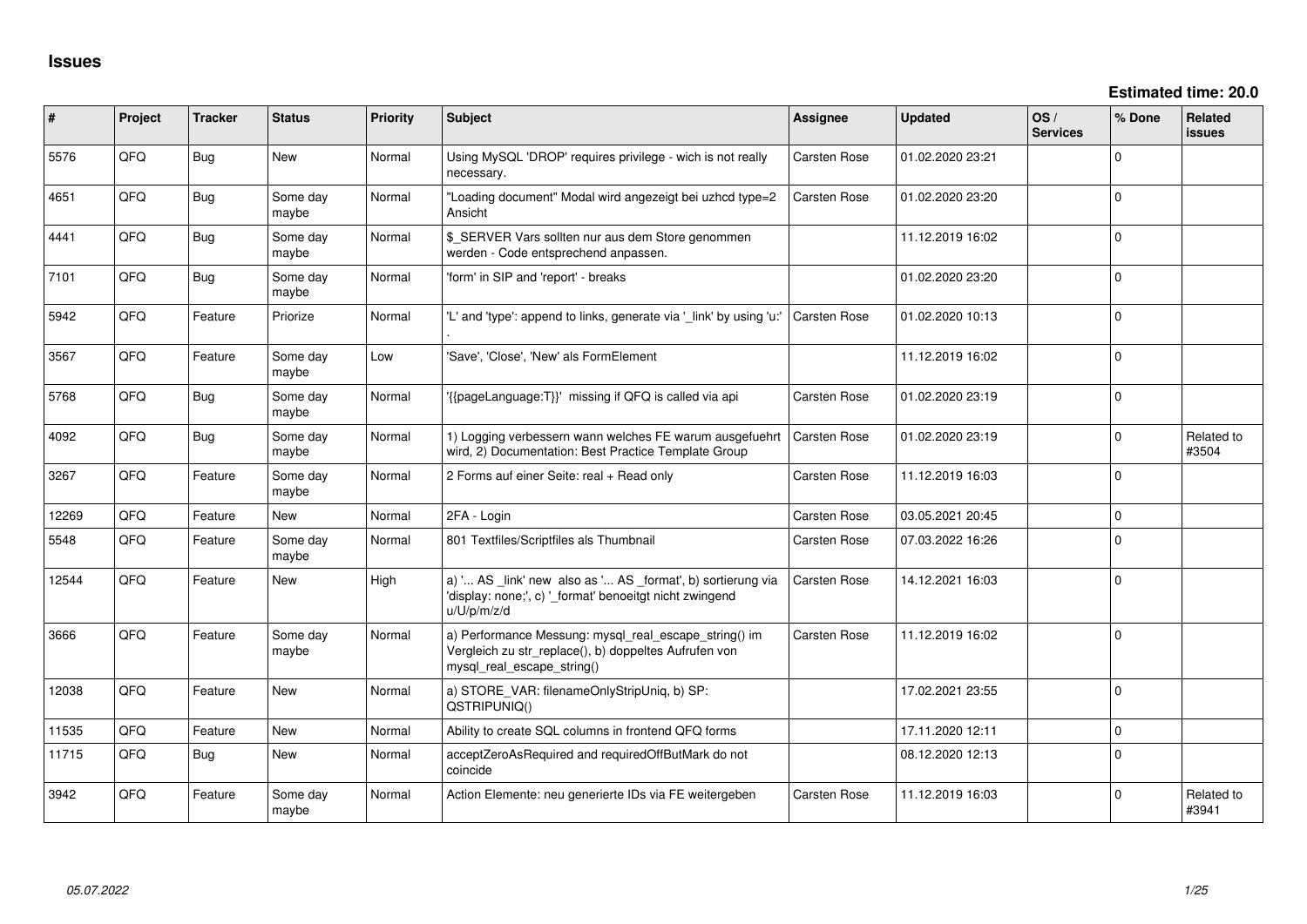# Issues

**Estimated time: 20.0**

| # | Project | Tracker | Status | Priority | Subject | Assignee | Updated | OS / Services | % Done | Related issues |
|---|---|---|---|---|---|---|---|---|---|---|
| 5576 | QFQ | Bug | New | Normal | Using MySQL 'DROP' requires privilege - wich is not really necessary. | Carsten Rose | 01.02.2020 23:21 | | 0 | |
| 4651 | QFQ | Bug | Some day maybe | Normal | "Loading document" Modal wird angezeigt bei uzhcd type=2 Ansicht | Carsten Rose | 01.02.2020 23:20 | | 0 | |
| 4441 | QFQ | Bug | Some day maybe | Normal | $_SERVER Vars sollten nur aus dem Store genommen werden - Code entsprechend anpassen. | | 11.12.2019 16:02 | | 0 | |
| 7101 | QFQ | Bug | Some day maybe | Normal | 'form' in SIP and 'report' - breaks | | 01.02.2020 23:20 | | 0 | |
| 5942 | QFQ | Feature | Priorize | Normal | 'L' and 'type': append to links, generate via '_link' by using 'u:' . | Carsten Rose | 01.02.2020 10:13 | | 0 | |
| 3567 | QFQ | Feature | Some day maybe | Low | 'Save', 'Close', 'New' als FormElement | | 11.12.2019 16:02 | | 0 | |
| 5768 | QFQ | Bug | Some day maybe | Normal | '{{pageLanguage:T}}' missing if QFQ is called via api | Carsten Rose | 01.02.2020 23:19 | | 0 | |
| 4092 | QFQ | Bug | Some day maybe | Normal | 1) Logging verbessern wann welches FE warum ausgefuehrt wird, 2) Documentation: Best Practice Template Group | Carsten Rose | 01.02.2020 23:19 | | 0 | Related to #3504 |
| 3267 | QFQ | Feature | Some day maybe | Normal | 2 Forms auf einer Seite: real + Read only | Carsten Rose | 11.12.2019 16:03 | | 0 | |
| 12269 | QFQ | Feature | New | Normal | 2FA - Login | Carsten Rose | 03.05.2021 20:45 | | 0 | |
| 5548 | QFQ | Feature | Some day maybe | Normal | 801 Textfiles/Scriptfiles als Thumbnail | Carsten Rose | 07.03.2022 16:26 | | 0 | |
| 12544 | QFQ | Feature | New | High | a) '... AS _link' new also as '... AS _format', b) sortierung via 'display: none;', c) '_format' benoeitgt nicht zwingend u/U/p/m/z/d | Carsten Rose | 14.12.2021 16:03 | | 0 | |
| 3666 | QFQ | Feature | Some day maybe | Normal | a) Performance Messung: mysql_real_escape_string() im Vergleich zu str_replace(), b) doppeltes Aufrufen von mysql_real_escape_string() | Carsten Rose | 11.12.2019 16:02 | | 0 | |
| 12038 | QFQ | Feature | New | Normal | a) STORE_VAR: filenameOnlyStripUniq, b) SP: QSTRIPUNIQ() | | 17.02.2021 23:55 | | 0 | |
| 11535 | QFQ | Feature | New | Normal | Ability to create SQL columns in frontend QFQ forms | | 17.11.2020 12:11 | | 0 | |
| 11715 | QFQ | Bug | New | Normal | acceptZeroAsRequired and requiredOffButMark do not coincide | | 08.12.2020 12:13 | | 0 | |
| 3942 | QFQ | Feature | Some day maybe | Normal | Action Elemente: neu generierte IDs via FE weitergeben | Carsten Rose | 11.12.2019 16:03 | | 0 | Related to #3941 |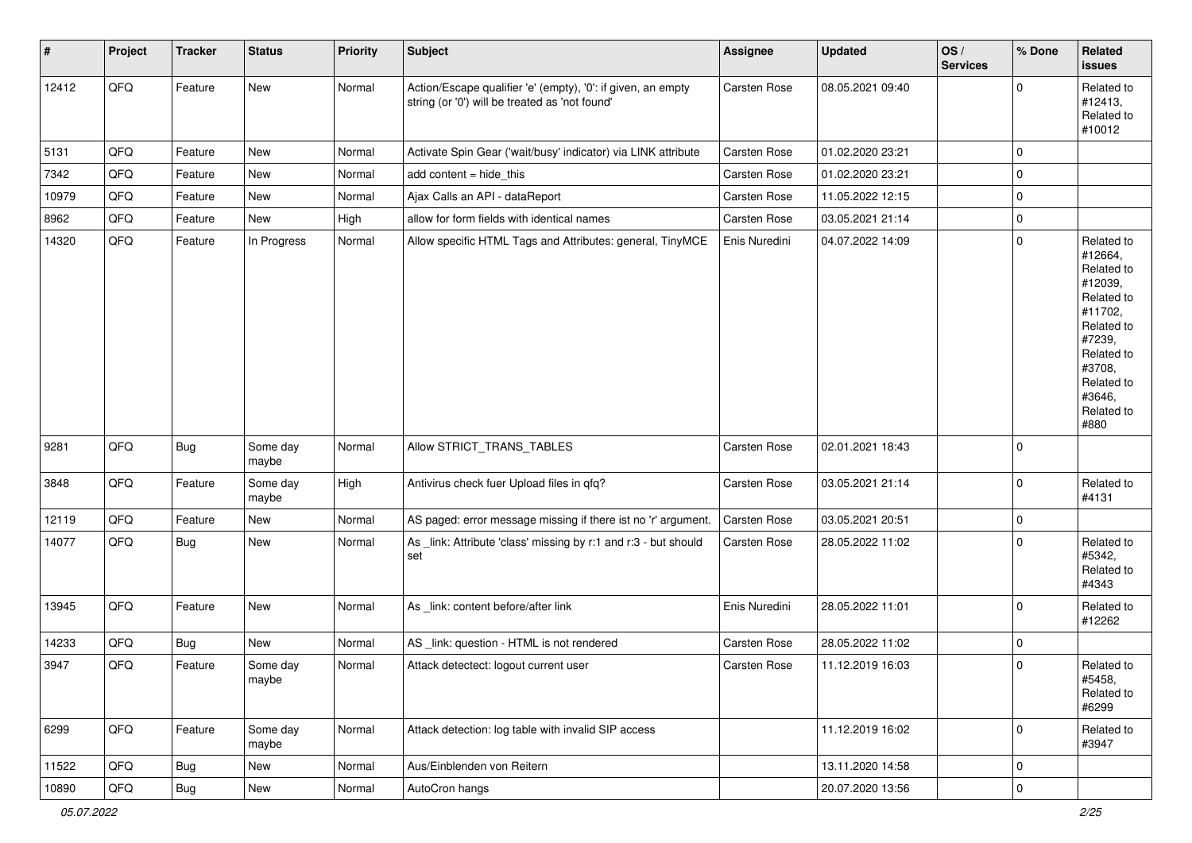| # | Project | Tracker | Status | Priority | Subject | Assignee | Updated | OS / Services | % Done | Related issues |
|---|---|---|---|---|---|---|---|---|---|---|
| 12412 | QFQ | Feature | New | Normal | Action/Escape qualifier 'e' (empty), '0': if given, an empty string (or '0') will be treated as 'not found' | Carsten Rose | 08.05.2021 09:40 | | 0 | Related to #12413, Related to #10012 |
| 5131 | QFQ | Feature | New | Normal | Activate Spin Gear ('wait/busy' indicator) via LINK attribute | Carsten Rose | 01.02.2020 23:21 | | 0 | |
| 7342 | QFQ | Feature | New | Normal | add content = hide_this | Carsten Rose | 01.02.2020 23:21 | | 0 | |
| 10979 | QFQ | Feature | New | Normal | Ajax Calls an API - dataReport | Carsten Rose | 11.05.2022 12:15 | | 0 | |
| 8962 | QFQ | Feature | New | High | allow for form fields with identical names | Carsten Rose | 03.05.2021 21:14 | | 0 | |
| 14320 | QFQ | Feature | In Progress | Normal | Allow specific HTML Tags and Attributes: general, TinyMCE | Enis Nuredini | 04.07.2022 14:09 | | 0 | Related to #12664, Related to #12039, Related to #11702, Related to #7239, Related to #3708, Related to #3646, Related to #880 |
| 9281 | QFQ | Bug | Some day maybe | Normal | Allow STRICT_TRANS_TABLES | Carsten Rose | 02.01.2021 18:43 | | 0 | |
| 3848 | QFQ | Feature | Some day maybe | High | Antivirus check fuer Upload files in qfq? | Carsten Rose | 03.05.2021 21:14 | | 0 | Related to #4131 |
| 12119 | QFQ | Feature | New | Normal | AS paged: error message missing if there ist no 'r' argument. | Carsten Rose | 03.05.2021 20:51 | | 0 | |
| 14077 | QFQ | Bug | New | Normal | As _link: Attribute 'class' missing by r:1 and r:3 - but should set | Carsten Rose | 28.05.2022 11:02 | | 0 | Related to #5342, Related to #4343 |
| 13945 | QFQ | Feature | New | Normal | As _link: content before/after link | Enis Nuredini | 28.05.2022 11:01 | | 0 | Related to #12262 |
| 14233 | QFQ | Bug | New | Normal | AS _link: question - HTML is not rendered | Carsten Rose | 28.05.2022 11:02 | | 0 | |
| 3947 | QFQ | Feature | Some day maybe | Normal | Attack detectect: logout current user | Carsten Rose | 11.12.2019 16:03 | | 0 | Related to #5458, Related to #6299 |
| 6299 | QFQ | Feature | Some day maybe | Normal | Attack detection: log table with invalid SIP access | | 11.12.2019 16:02 | | 0 | Related to #3947 |
| 11522 | QFQ | Bug | New | Normal | Aus/Einblenden von Reitern | | 13.11.2020 14:58 | | 0 | |
| 10890 | QFQ | Bug | New | Normal | AutoCron hangs | | 20.07.2020 13:56 | | 0 | |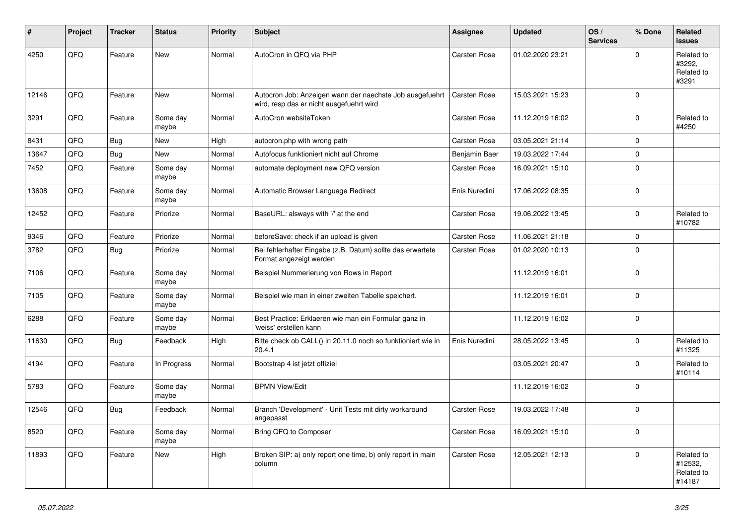| # | Project | Tracker | Status | Priority | Subject | Assignee | Updated | OS / Services | % Done | Related issues |
|---|---|---|---|---|---|---|---|---|---|---|
| 4250 | QFQ | Feature | New | Normal | AutoCron in QFQ via PHP | Carsten Rose | 01.02.2020 23:21 | | 0 | Related to #3292, Related to #3291 |
| 12146 | QFQ | Feature | New | Normal | Autocron Job: Anzeigen wann der naechste Job ausgefuehrt wird, resp das er nicht ausgefuehrt wird | Carsten Rose | 15.03.2021 15:23 | | 0 | |
| 3291 | QFQ | Feature | Some day maybe | Normal | AutoCron websiteToken | Carsten Rose | 11.12.2019 16:02 | | 0 | Related to #4250 |
| 8431 | QFQ | Bug | New | High | autocron.php with wrong path | Carsten Rose | 03.05.2021 21:14 | | 0 | |
| 13647 | QFQ | Bug | New | Normal | Autofocus funktioniert nicht auf Chrome | Benjamin Baer | 19.03.2022 17:44 | | 0 | |
| 7452 | QFQ | Feature | Some day maybe | Normal | automate deployment new QFQ version | Carsten Rose | 16.09.2021 15:10 | | 0 | |
| 13608 | QFQ | Feature | Some day maybe | Normal | Automatic Browser Language Redirect | Enis Nuredini | 17.06.2022 08:35 | | 0 | |
| 12452 | QFQ | Feature | Priorize | Normal | BaseURL: alsways with '/' at the end | Carsten Rose | 19.06.2022 13:45 | | 0 | Related to #10782 |
| 9346 | QFQ | Feature | Priorize | Normal | beforeSave: check if an upload is given | Carsten Rose | 11.06.2021 21:18 | | 0 | |
| 3782 | QFQ | Bug | Priorize | Normal | Bei fehlerhafter Eingabe (z.B. Datum) sollte das erwartete Format angezeigt werden | Carsten Rose | 01.02.2020 10:13 | | 0 | |
| 7106 | QFQ | Feature | Some day maybe | Normal | Beispiel Nummerierung von Rows in Report | | 11.12.2019 16:01 | | 0 | |
| 7105 | QFQ | Feature | Some day maybe | Normal | Beispiel wie man in einer zweiten Tabelle speichert. | | 11.12.2019 16:01 | | 0 | |
| 6288 | QFQ | Feature | Some day maybe | Normal | Best Practice: Erklaeren wie man ein Formular ganz in 'weiss' erstellen kann | | 11.12.2019 16:02 | | 0 | |
| 11630 | QFQ | Bug | Feedback | High | Bitte check ob CALL() in 20.11.0 noch so funktioniert wie in 20.4.1 | Enis Nuredini | 28.05.2022 13:45 | | 0 | Related to #11325 |
| 4194 | QFQ | Feature | In Progress | Normal | Bootstrap 4 ist jetzt offiziel | | 03.05.2021 20:47 | | 0 | Related to #10114 |
| 5783 | QFQ | Feature | Some day maybe | Normal | BPMN View/Edit | | 11.12.2019 16:02 | | 0 | |
| 12546 | QFQ | Bug | Feedback | Normal | Branch 'Development' - Unit Tests mit dirty workaround angepasst | Carsten Rose | 19.03.2022 17:48 | | 0 | |
| 8520 | QFQ | Feature | Some day maybe | Normal | Bring QFQ to Composer | Carsten Rose | 16.09.2021 15:10 | | 0 | |
| 11893 | QFQ | Feature | New | High | Broken SIP: a) only report one time, b) only report in main column | Carsten Rose | 12.05.2021 12:13 | | 0 | Related to #12532, Related to #14187 |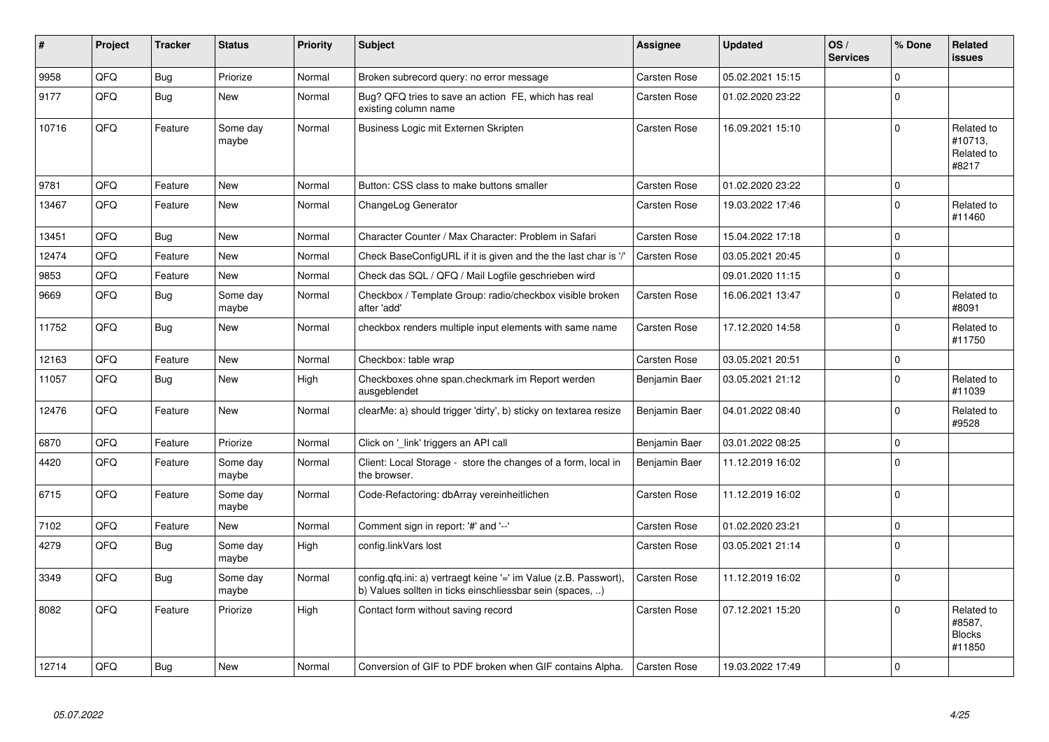| # | Project | Tracker | Status | Priority | Subject | Assignee | Updated | OS / Services | % Done | Related issues |
|---|---|---|---|---|---|---|---|---|---|---|
| 9958 | QFQ | Bug | Priorize | Normal | Broken subrecord query: no error message | Carsten Rose | 05.02.2021 15:15 | | 0 | |
| 9177 | QFQ | Bug | New | Normal | Bug? QFQ tries to save an action FE, which has real existing column name | Carsten Rose | 01.02.2020 23:22 | | 0 | |
| 10716 | QFQ | Feature | Some day maybe | Normal | Business Logic mit Externen Skripten | Carsten Rose | 16.09.2021 15:10 | | 0 | Related to #10713, Related to #8217 |
| 9781 | QFQ | Feature | New | Normal | Button: CSS class to make buttons smaller | Carsten Rose | 01.02.2020 23:22 | | 0 | |
| 13467 | QFQ | Feature | New | Normal | ChangeLog Generator | Carsten Rose | 19.03.2022 17:46 | | 0 | Related to #11460 |
| 13451 | QFQ | Bug | New | Normal | Character Counter / Max Character: Problem in Safari | Carsten Rose | 15.04.2022 17:18 | | 0 | |
| 12474 | QFQ | Feature | New | Normal | Check BaseConfigURL if it is given and the the last char is '/' | Carsten Rose | 03.05.2021 20:45 | | 0 | |
| 9853 | QFQ | Feature | New | Normal | Check das SQL / QFQ / Mail Logfile geschrieben wird | | 09.01.2020 11:15 | | 0 | |
| 9669 | QFQ | Bug | Some day maybe | Normal | Checkbox / Template Group: radio/checkbox visible broken after 'add' | Carsten Rose | 16.06.2021 13:47 | | 0 | Related to #8091 |
| 11752 | QFQ | Bug | New | Normal | checkbox renders multiple input elements with same name | Carsten Rose | 17.12.2020 14:58 | | 0 | Related to #11750 |
| 12163 | QFQ | Feature | New | Normal | Checkbox: table wrap | Carsten Rose | 03.05.2021 20:51 | | 0 | |
| 11057 | QFQ | Bug | New | High | Checkboxes ohne span.checkmark im Report werden ausgeblendet | Benjamin Baer | 03.05.2021 21:12 | | 0 | Related to #11039 |
| 12476 | QFQ | Feature | New | Normal | clearMe: a) should trigger 'dirty', b) sticky on textarea resize | Benjamin Baer | 04.01.2022 08:40 | | 0 | Related to #9528 |
| 6870 | QFQ | Feature | Priorize | Normal | Click on '_link' triggers an API call | Benjamin Baer | 03.01.2022 08:25 | | 0 | |
| 4420 | QFQ | Feature | Some day maybe | Normal | Client: Local Storage - store the changes of a form, local in the browser. | Benjamin Baer | 11.12.2019 16:02 | | 0 | |
| 6715 | QFQ | Feature | Some day maybe | Normal | Code-Refactoring: dbArray vereinheitlichen | Carsten Rose | 11.12.2019 16:02 | | 0 | |
| 7102 | QFQ | Feature | New | Normal | Comment sign in report: '#' and '--' | Carsten Rose | 01.02.2020 23:21 | | 0 | |
| 4279 | QFQ | Bug | Some day maybe | High | config.linkVars lost | Carsten Rose | 03.05.2021 21:14 | | 0 | |
| 3349 | QFQ | Bug | Some day maybe | Normal | config.qfq.ini: a) vertraegt keine '=' im Value (z.B. Passwort), b) Values sollten in ticks einschliessbar sein (spaces, ..) | Carsten Rose | 11.12.2019 16:02 | | 0 | |
| 8082 | QFQ | Feature | Priorize | High | Contact form without saving record | Carsten Rose | 07.12.2021 15:20 | | 0 | Related to #8587, Blocks #11850 |
| 12714 | QFQ | Bug | New | Normal | Conversion of GIF to PDF broken when GIF contains Alpha. | Carsten Rose | 19.03.2022 17:49 | | 0 | |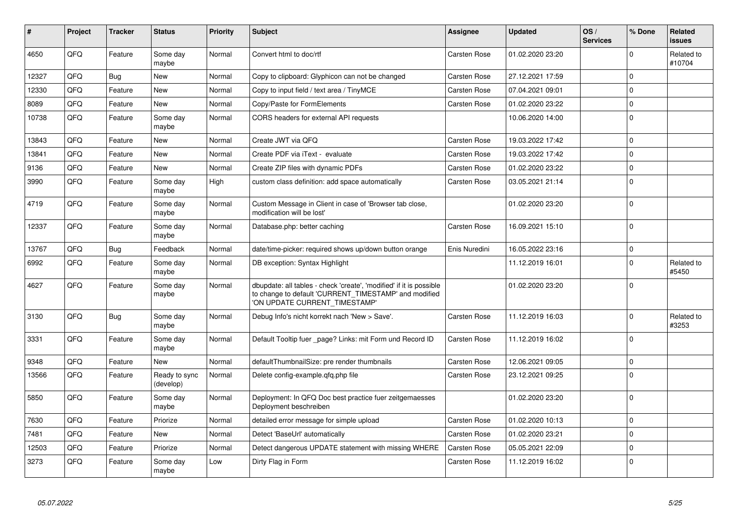| # | Project | Tracker | Status | Priority | Subject | Assignee | Updated | OS / Services | % Done | Related issues |
|---|---|---|---|---|---|---|---|---|---|---|
| 4650 | QFQ | Feature | Some day maybe | Normal | Convert html to doc/rtf | Carsten Rose | 01.02.2020 23:20 | | 0 | Related to #10704 |
| 12327 | QFQ | Bug | New | Normal | Copy to clipboard: Glyphicon can not be changed | Carsten Rose | 27.12.2021 17:59 | | 0 | |
| 12330 | QFQ | Feature | New | Normal | Copy to input field / text area / TinyMCE | Carsten Rose | 07.04.2021 09:01 | | 0 | |
| 8089 | QFQ | Feature | New | Normal | Copy/Paste for FormElements | Carsten Rose | 01.02.2020 23:22 | | 0 | |
| 10738 | QFQ | Feature | Some day maybe | Normal | CORS headers for external API requests | | 10.06.2020 14:00 | | 0 | |
| 13843 | QFQ | Feature | New | Normal | Create JWT via QFQ | Carsten Rose | 19.03.2022 17:42 | | 0 | |
| 13841 | QFQ | Feature | New | Normal | Create PDF via iText - evaluate | Carsten Rose | 19.03.2022 17:42 | | 0 | |
| 9136 | QFQ | Feature | New | Normal | Create ZIP files with dynamic PDFs | Carsten Rose | 01.02.2020 23:22 | | 0 | |
| 3990 | QFQ | Feature | Some day maybe | High | custom class definition: add space automatically | Carsten Rose | 03.05.2021 21:14 | | 0 | |
| 4719 | QFQ | Feature | Some day maybe | Normal | Custom Message in Client in case of 'Browser tab close, modification will be lost' | | 01.02.2020 23:20 | | 0 | |
| 12337 | QFQ | Feature | Some day maybe | Normal | Database.php: better caching | Carsten Rose | 16.09.2021 15:10 | | 0 | |
| 13767 | QFQ | Bug | Feedback | Normal | date/time-picker: required shows up/down button orange | Enis Nuredini | 16.05.2022 23:16 | | 0 | |
| 6992 | QFQ | Feature | Some day maybe | Normal | DB exception: Syntax Highlight | | 11.12.2019 16:01 | | 0 | Related to #5450 |
| 4627 | QFQ | Feature | Some day maybe | Normal | dbupdate: all tables - check 'create', 'modified' if it is possible to change to default 'CURRENT_TIMESTAMP' and modified 'ON UPDATE CURRENT_TIMESTAMP' | | 01.02.2020 23:20 | | 0 | |
| 3130 | QFQ | Bug | Some day maybe | Normal | Debug Info's nicht korrekt nach 'New > Save'. | Carsten Rose | 11.12.2019 16:03 | | 0 | Related to #3253 |
| 3331 | QFQ | Feature | Some day maybe | Normal | Default Tooltip fuer _page? Links: mit Form und Record ID | Carsten Rose | 11.12.2019 16:02 | | 0 | |
| 9348 | QFQ | Feature | New | Normal | defaultThumbnailSize: pre render thumbnails | Carsten Rose | 12.06.2021 09:05 | | 0 | |
| 13566 | QFQ | Feature | Ready to sync (develop) | Normal | Delete config-example.qfq.php file | Carsten Rose | 23.12.2021 09:25 | | 0 | |
| 5850 | QFQ | Feature | Some day maybe | Normal | Deployment: In QFQ Doc best practice fuer zeitgemaesses Deployment beschreiben | | 01.02.2020 23:20 | | 0 | |
| 7630 | QFQ | Feature | Priorize | Normal | detailed error message for simple upload | Carsten Rose | 01.02.2020 10:13 | | 0 | |
| 7481 | QFQ | Feature | New | Normal | Detect 'BaseUrl' automatically | Carsten Rose | 01.02.2020 23:21 | | 0 | |
| 12503 | QFQ | Feature | Priorize | Normal | Detect dangerous UPDATE statement with missing WHERE | Carsten Rose | 05.05.2021 22:09 | | 0 | |
| 3273 | QFQ | Feature | Some day maybe | Low | Dirty Flag in Form | Carsten Rose | 11.12.2019 16:02 | | 0 | |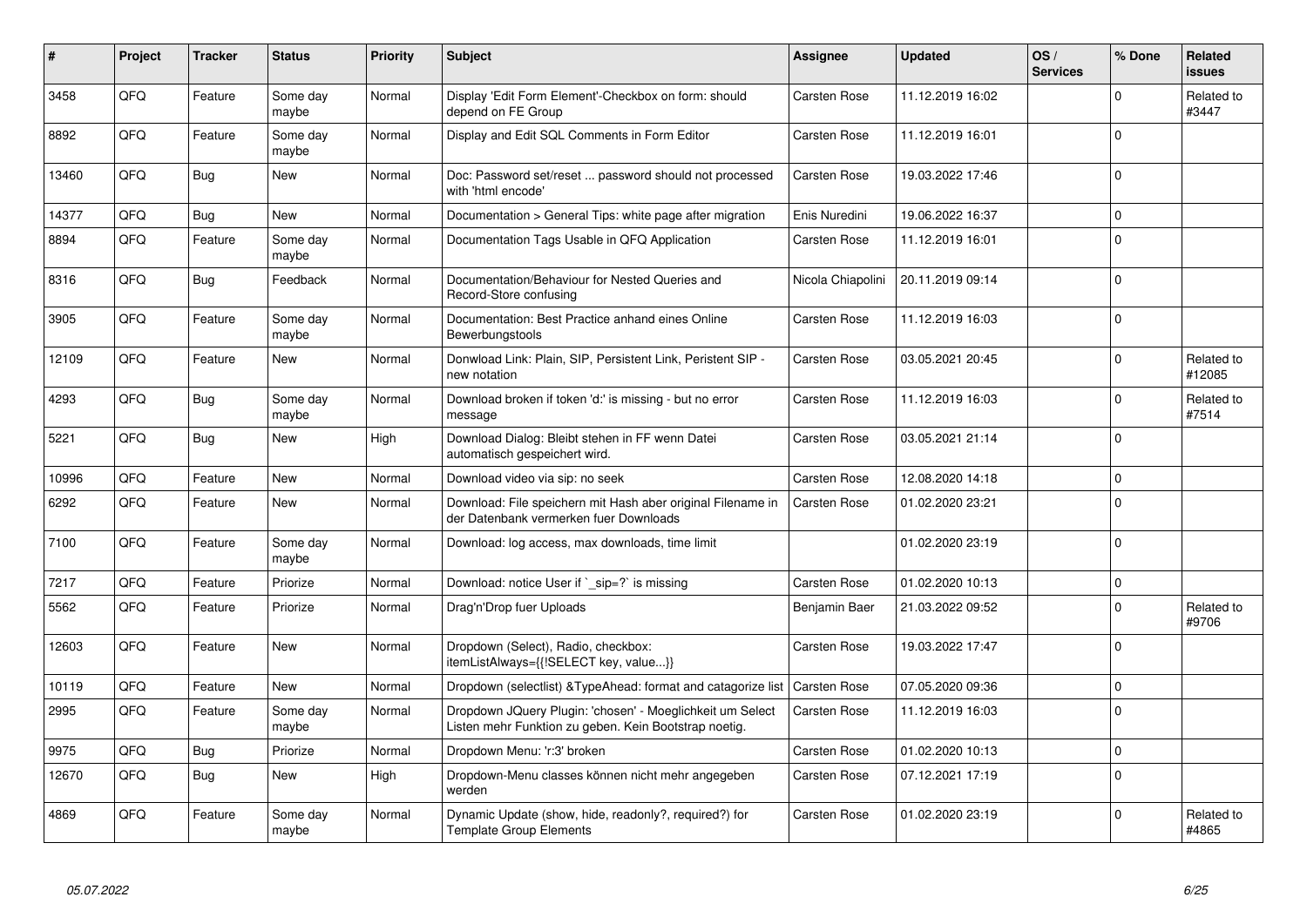| # | Project | Tracker | Status | Priority | Subject | Assignee | Updated | OS / Services | % Done | Related issues |
|---|---|---|---|---|---|---|---|---|---|---|
| 3458 | QFQ | Feature | Some day maybe | Normal | Display 'Edit Form Element'-Checkbox on form: should depend on FE Group | Carsten Rose | 11.12.2019 16:02 | | 0 | Related to #3447 |
| 8892 | QFQ | Feature | Some day maybe | Normal | Display and Edit SQL Comments in Form Editor | Carsten Rose | 11.12.2019 16:01 | | 0 | |
| 13460 | QFQ | Bug | New | Normal | Doc: Password set/reset ... password should not processed with 'html encode' | Carsten Rose | 19.03.2022 17:46 | | 0 | |
| 14377 | QFQ | Bug | New | Normal | Documentation > General Tips: white page after migration | Enis Nuredini | 19.06.2022 16:37 | | 0 | |
| 8894 | QFQ | Feature | Some day maybe | Normal | Documentation Tags Usable in QFQ Application | Carsten Rose | 11.12.2019 16:01 | | 0 | |
| 8316 | QFQ | Bug | Feedback | Normal | Documentation/Behaviour for Nested Queries and Record-Store confusing | Nicola Chiapolini | 20.11.2019 09:14 | | 0 | |
| 3905 | QFQ | Feature | Some day maybe | Normal | Documentation: Best Practice anhand eines Online Bewerbungstools | Carsten Rose | 11.12.2019 16:03 | | 0 | |
| 12109 | QFQ | Feature | New | Normal | Donwload Link: Plain, SIP, Persistent Link, Peristent SIP - new notation | Carsten Rose | 03.05.2021 20:45 | | 0 | Related to #12085 |
| 4293 | QFQ | Bug | Some day maybe | Normal | Download broken if token 'd:' is missing - but no error message | Carsten Rose | 11.12.2019 16:03 | | 0 | Related to #7514 |
| 5221 | QFQ | Bug | New | High | Download Dialog: Bleibt stehen in FF wenn Datei automatisch gespeichert wird. | Carsten Rose | 03.05.2021 21:14 | | 0 | |
| 10996 | QFQ | Feature | New | Normal | Download video via sip: no seek | Carsten Rose | 12.08.2020 14:18 | | 0 | |
| 6292 | QFQ | Feature | New | Normal | Download: File speichern mit Hash aber original Filename in der Datenbank vermerken fuer Downloads | Carsten Rose | 01.02.2020 23:21 | | 0 | |
| 7100 | QFQ | Feature | Some day maybe | Normal | Download: log access, max downloads, time limit | | 01.02.2020 23:19 | | 0 | |
| 7217 | QFQ | Feature | Priorize | Normal | Download: notice User if `_sip=?` is missing | Carsten Rose | 01.02.2020 10:13 | | 0 | |
| 5562 | QFQ | Feature | Priorize | Normal | Drag'n'Drop fuer Uploads | Benjamin Baer | 21.03.2022 09:52 | | 0 | Related to #9706 |
| 12603 | QFQ | Feature | New | Normal | Dropdown (Select), Radio, checkbox: itemListAlways={{!SELECT key, value...}} | Carsten Rose | 19.03.2022 17:47 | | 0 | |
| 10119 | QFQ | Feature | New | Normal | Dropdown (selectlist) &TypeAhead: format and catagorize list | Carsten Rose | 07.05.2020 09:36 | | 0 | |
| 2995 | QFQ | Feature | Some day maybe | Normal | Dropdown JQuery Plugin: 'chosen' - Moeglichkeit um Select Listen mehr Funktion zu geben. Kein Bootstrap noetig. | Carsten Rose | 11.12.2019 16:03 | | 0 | |
| 9975 | QFQ | Bug | Priorize | Normal | Dropdown Menu: 'r:3' broken | Carsten Rose | 01.02.2020 10:13 | | 0 | |
| 12670 | QFQ | Bug | New | High | Dropdown-Menu classes können nicht mehr angegeben werden | Carsten Rose | 07.12.2021 17:19 | | 0 | |
| 4869 | QFQ | Feature | Some day maybe | Normal | Dynamic Update (show, hide, readonly?, required?) for Template Group Elements | Carsten Rose | 01.02.2020 23:19 | | 0 | Related to #4865 |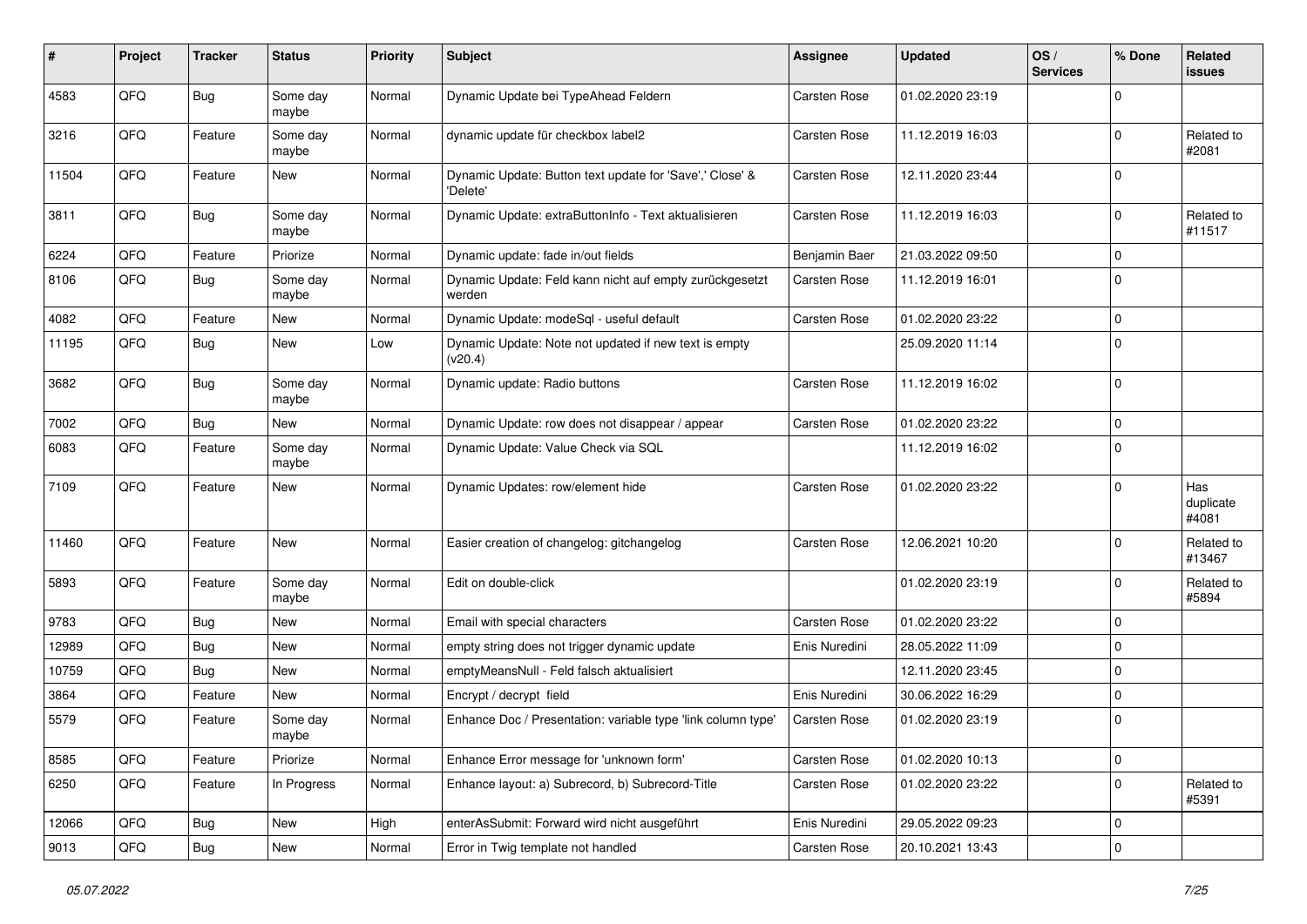| # | Project | Tracker | Status | Priority | Subject | Assignee | Updated | OS / Services | % Done | Related issues |
|---|---|---|---|---|---|---|---|---|---|---|
| 4583 | QFQ | Bug | Some day maybe | Normal | Dynamic Update bei TypeAhead Feldern | Carsten Rose | 01.02.2020 23:19 | | 0 | |
| 3216 | QFQ | Feature | Some day maybe | Normal | dynamic update für checkbox label2 | Carsten Rose | 11.12.2019 16:03 | | 0 | Related to #2081 |
| 11504 | QFQ | Feature | New | Normal | Dynamic Update: Button text update for 'Save',' Close' & 'Delete' | Carsten Rose | 12.11.2020 23:44 | | 0 | |
| 3811 | QFQ | Bug | Some day maybe | Normal | Dynamic Update: extraButtonInfo - Text aktualisieren | Carsten Rose | 11.12.2019 16:03 | | 0 | Related to #11517 |
| 6224 | QFQ | Feature | Priorize | Normal | Dynamic update: fade in/out fields | Benjamin Baer | 21.03.2022 09:50 | | 0 | |
| 8106 | QFQ | Bug | Some day maybe | Normal | Dynamic Update: Feld kann nicht auf empty zurückgesetzt werden | Carsten Rose | 11.12.2019 16:01 | | 0 | |
| 4082 | QFQ | Feature | New | Normal | Dynamic Update: modeSql - useful default | Carsten Rose | 01.02.2020 23:22 | | 0 | |
| 11195 | QFQ | Bug | New | Low | Dynamic Update: Note not updated if new text is empty (v20.4) | | 25.09.2020 11:14 | | 0 | |
| 3682 | QFQ | Bug | Some day maybe | Normal | Dynamic update: Radio buttons | Carsten Rose | 11.12.2019 16:02 | | 0 | |
| 7002 | QFQ | Bug | New | Normal | Dynamic Update: row does not disappear / appear | Carsten Rose | 01.02.2020 23:22 | | 0 | |
| 6083 | QFQ | Feature | Some day maybe | Normal | Dynamic Update: Value Check via SQL | | 11.12.2019 16:02 | | 0 | |
| 7109 | QFQ | Feature | New | Normal | Dynamic Updates: row/element hide | Carsten Rose | 01.02.2020 23:22 | | 0 | Has duplicate #4081 |
| 11460 | QFQ | Feature | New | Normal | Easier creation of changelog: gitchangelog | Carsten Rose | 12.06.2021 10:20 | | 0 | Related to #13467 |
| 5893 | QFQ | Feature | Some day maybe | Normal | Edit on double-click | | 01.02.2020 23:19 | | 0 | Related to #5894 |
| 9783 | QFQ | Bug | New | Normal | Email with special characters | Carsten Rose | 01.02.2020 23:22 | | 0 | |
| 12989 | QFQ | Bug | New | Normal | empty string does not trigger dynamic update | Enis Nuredini | 28.05.2022 11:09 | | 0 | |
| 10759 | QFQ | Bug | New | Normal | emptyMeansNull - Feld falsch aktualisiert | | 12.11.2020 23:45 | | 0 | |
| 3864 | QFQ | Feature | New | Normal | Encrypt / decrypt field | Enis Nuredini | 30.06.2022 16:29 | | 0 | |
| 5579 | QFQ | Feature | Some day maybe | Normal | Enhance Doc / Presentation: variable type 'link column type' | Carsten Rose | 01.02.2020 23:19 | | 0 | |
| 8585 | QFQ | Feature | Priorize | Normal | Enhance Error message for 'unknown form' | Carsten Rose | 01.02.2020 10:13 | | 0 | |
| 6250 | QFQ | Feature | In Progress | Normal | Enhance layout: a) Subrecord, b) Subrecord-Title | Carsten Rose | 01.02.2020 23:22 | | 0 | Related to #5391 |
| 12066 | QFQ | Bug | New | High | enterAsSubmit: Forward wird nicht ausgeführt | Enis Nuredini | 29.05.2022 09:23 | | 0 | |
| 9013 | QFQ | Bug | New | Normal | Error in Twig template not handled | Carsten Rose | 20.10.2021 13:43 | | 0 | |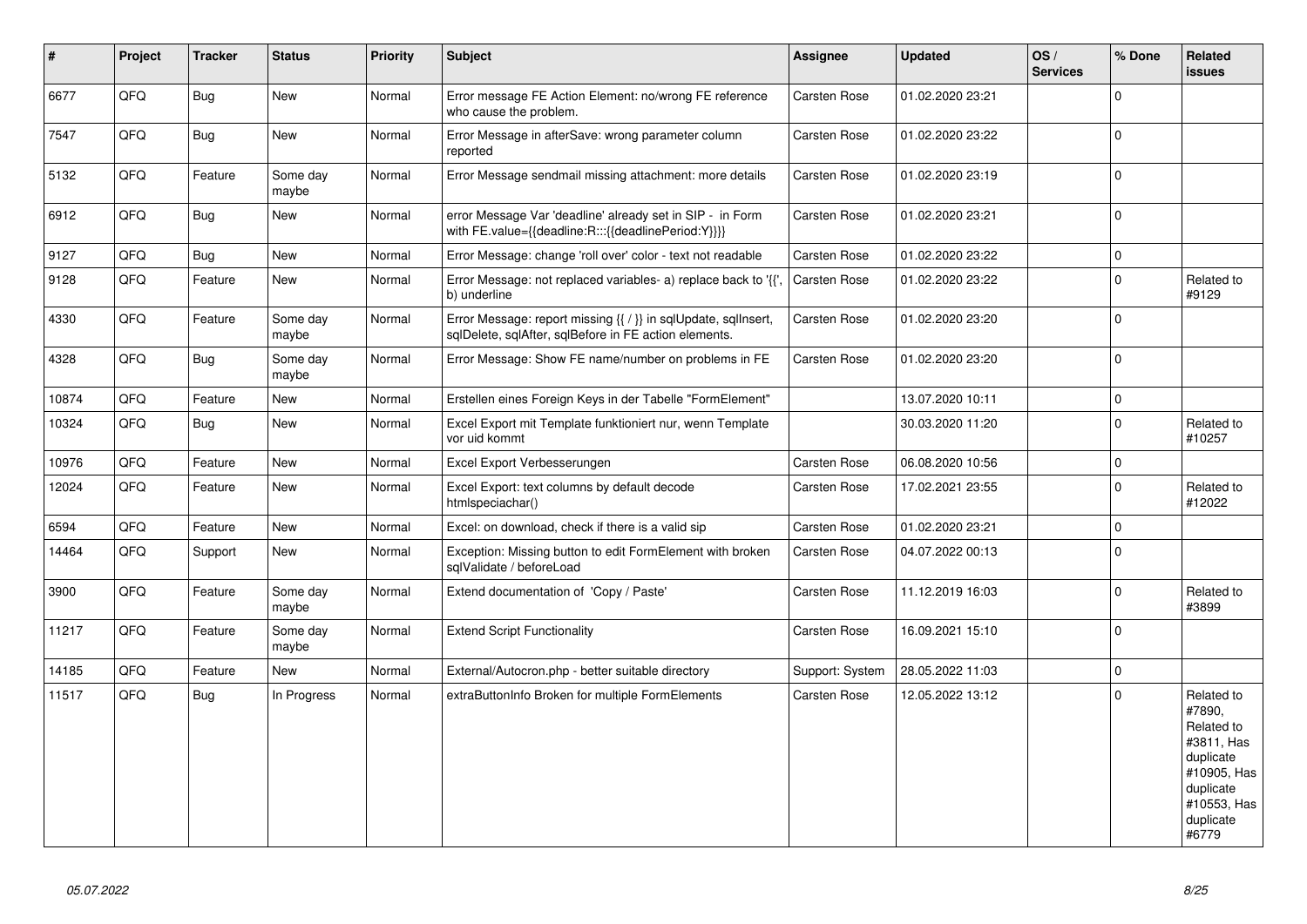| # | Project | Tracker | Status | Priority | Subject | Assignee | Updated | OS / Services | % Done | Related issues |
|---|---|---|---|---|---|---|---|---|---|---|
| 6677 | QFQ | Bug | New | Normal | Error message FE Action Element: no/wrong FE reference who cause the problem. | Carsten Rose | 01.02.2020 23:21 | | 0 | |
| 7547 | QFQ | Bug | New | Normal | Error Message in afterSave: wrong parameter column reported | Carsten Rose | 01.02.2020 23:22 | | 0 | |
| 5132 | QFQ | Feature | Some day maybe | Normal | Error Message sendmail missing attachment: more details | Carsten Rose | 01.02.2020 23:19 | | 0 | |
| 6912 | QFQ | Bug | New | Normal | error Message Var 'deadline' already set in SIP - in Form with FE.value={{deadline:R:::{{deadlinePeriod:Y}}}} | Carsten Rose | 01.02.2020 23:21 | | 0 | |
| 9127 | QFQ | Bug | New | Normal | Error Message: change 'roll over' color - text not readable | Carsten Rose | 01.02.2020 23:22 | | 0 | |
| 9128 | QFQ | Feature | New | Normal | Error Message: not replaced variables- a) replace back to '{{', b) underline | Carsten Rose | 01.02.2020 23:22 | | 0 | Related to #9129 |
| 4330 | QFQ | Feature | Some day maybe | Normal | Error Message: report missing {{ / }} in sqlUpdate, sqlInsert, sqlDelete, sqlAfter, sqlBefore in FE action elements. | Carsten Rose | 01.02.2020 23:20 | | 0 | |
| 4328 | QFQ | Bug | Some day maybe | Normal | Error Message: Show FE name/number on problems in FE | Carsten Rose | 01.02.2020 23:20 | | 0 | |
| 10874 | QFQ | Feature | New | Normal | Erstellen eines Foreign Keys in der Tabelle "FormElement" | | 13.07.2020 10:11 | | 0 | |
| 10324 | QFQ | Bug | New | Normal | Excel Export mit Template funktioniert nur, wenn Template vor uid kommt | | 30.03.2020 11:20 | | 0 | Related to #10257 |
| 10976 | QFQ | Feature | New | Normal | Excel Export Verbesserungen | Carsten Rose | 06.08.2020 10:56 | | 0 | |
| 12024 | QFQ | Feature | New | Normal | Excel Export: text columns by default decode htmlspeciachar() | Carsten Rose | 17.02.2021 23:55 | | 0 | Related to #12022 |
| 6594 | QFQ | Feature | New | Normal | Excel: on download, check if there is a valid sip | Carsten Rose | 01.02.2020 23:21 | | 0 | |
| 14464 | QFQ | Support | New | Normal | Exception: Missing button to edit FormElement with broken sqlValidate / beforeLoad | Carsten Rose | 04.07.2022 00:13 | | 0 | |
| 3900 | QFQ | Feature | Some day maybe | Normal | Extend documentation of 'Copy / Paste' | Carsten Rose | 11.12.2019 16:03 | | 0 | Related to #3899 |
| 11217 | QFQ | Feature | Some day maybe | Normal | Extend Script Functionality | Carsten Rose | 16.09.2021 15:10 | | 0 | |
| 14185 | QFQ | Feature | New | Normal | External/Autocron.php - better suitable directory | Support: System | 28.05.2022 11:03 | | 0 | |
| 11517 | QFQ | Bug | In Progress | Normal | extraButtonInfo Broken for multiple FormElements | Carsten Rose | 12.05.2022 13:12 | | 0 | Related to #7890, Related to #3811, Has duplicate #10905, Has duplicate #10553, Has duplicate #6779 |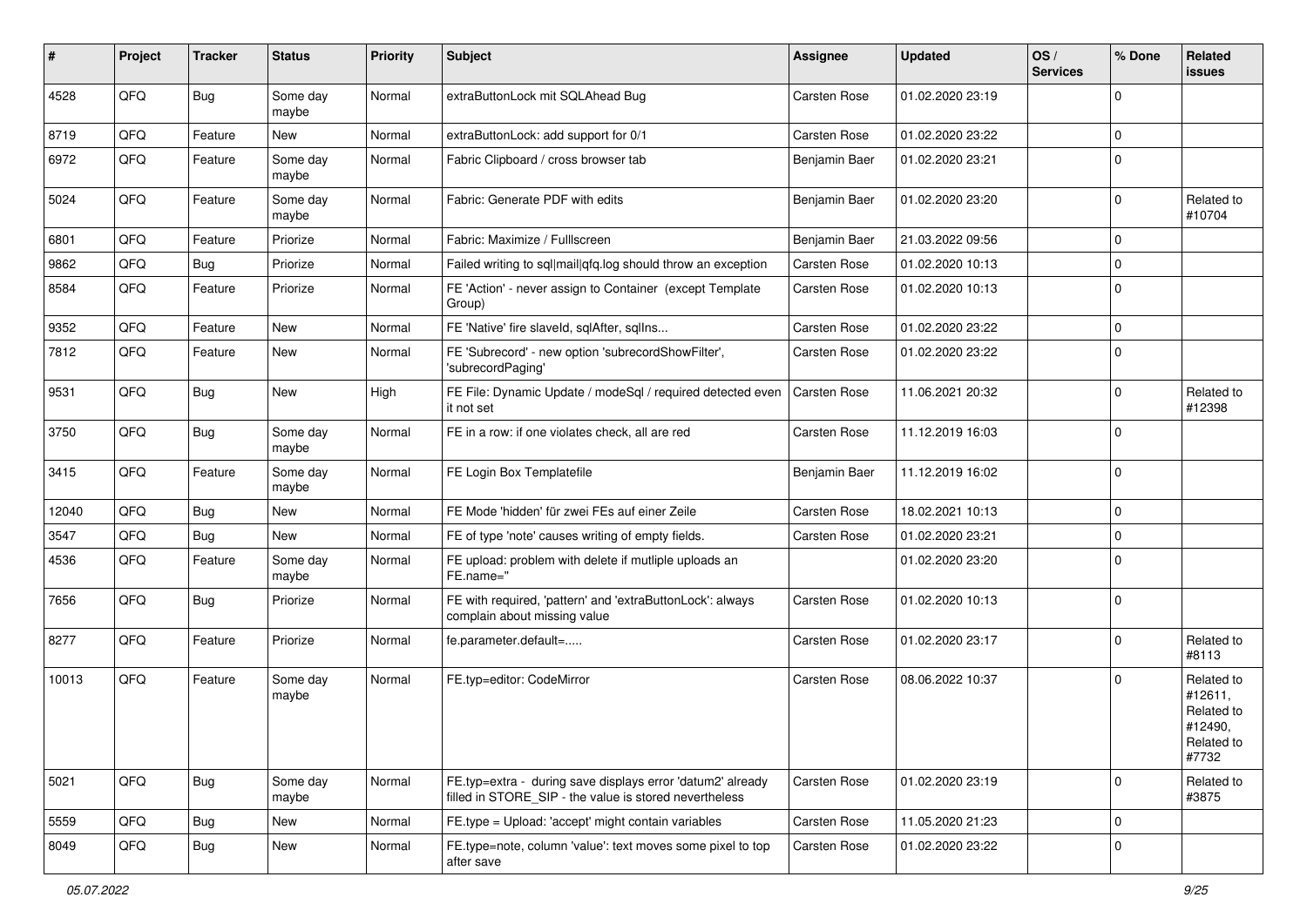| # | Project | Tracker | Status | Priority | Subject | Assignee | Updated | OS / Services | % Done | Related issues |
|---|---|---|---|---|---|---|---|---|---|---|
| 4528 | QFQ | Bug | Some day maybe | Normal | extraButtonLock mit SQLAhead Bug | Carsten Rose | 01.02.2020 23:19 | | 0 | |
| 8719 | QFQ | Feature | New | Normal | extraButtonLock: add support for 0/1 | Carsten Rose | 01.02.2020 23:22 | | 0 | |
| 6972 | QFQ | Feature | Some day maybe | Normal | Fabric Clipboard / cross browser tab | Benjamin Baer | 01.02.2020 23:21 | | 0 | |
| 5024 | QFQ | Feature | Some day maybe | Normal | Fabric: Generate PDF with edits | Benjamin Baer | 01.02.2020 23:20 | | 0 | Related to #10704 |
| 6801 | QFQ | Feature | Priorize | Normal | Fabric: Maximize / Fulllscreen | Benjamin Baer | 21.03.2022 09:56 | | 0 | |
| 9862 | QFQ | Bug | Priorize | Normal | Failed writing to sql\|mail\|qfq.log should throw an exception | Carsten Rose | 01.02.2020 10:13 | | 0 | |
| 8584 | QFQ | Feature | Priorize | Normal | FE 'Action' - never assign to Container (except Template Group) | Carsten Rose | 01.02.2020 10:13 | | 0 | |
| 9352 | QFQ | Feature | New | Normal | FE 'Native' fire slaveId, sqlAfter, sqlIns... | Carsten Rose | 01.02.2020 23:22 | | 0 | |
| 7812 | QFQ | Feature | New | Normal | FE 'Subrecord' - new option 'subrecordShowFilter', 'subrecordPaging' | Carsten Rose | 01.02.2020 23:22 | | 0 | |
| 9531 | QFQ | Bug | New | High | FE File: Dynamic Update / modeSql / required detected even it not set | Carsten Rose | 11.06.2021 20:32 | | 0 | Related to #12398 |
| 3750 | QFQ | Bug | Some day maybe | Normal | FE in a row: if one violates check, all are red | Carsten Rose | 11.12.2019 16:03 | | 0 | |
| 3415 | QFQ | Feature | Some day maybe | Normal | FE Login Box Templatefile | Benjamin Baer | 11.12.2019 16:02 | | 0 | |
| 12040 | QFQ | Bug | New | Normal | FE Mode 'hidden' für zwei FEs auf einer Zeile | Carsten Rose | 18.02.2021 10:13 | | 0 | |
| 3547 | QFQ | Bug | New | Normal | FE of type 'note' causes writing of empty fields. | Carsten Rose | 01.02.2020 23:21 | | 0 | |
| 4536 | QFQ | Feature | Some day maybe | Normal | FE upload: problem with delete if mutliple uploads an FE.name=" | | 01.02.2020 23:20 | | 0 | |
| 7656 | QFQ | Bug | Priorize | Normal | FE with required, 'pattern' and 'extraButtonLock': always complain about missing value | Carsten Rose | 01.02.2020 10:13 | | 0 | |
| 8277 | QFQ | Feature | Priorize | Normal | fe.parameter.default=..... | Carsten Rose | 01.02.2020 23:17 | | 0 | Related to #8113 |
| 10013 | QFQ | Feature | Some day maybe | Normal | FE.typ=editor: CodeMirror | Carsten Rose | 08.06.2022 10:37 | | 0 | Related to #12611, Related to #12490, Related to #7732 |
| 5021 | QFQ | Bug | Some day maybe | Normal | FE.typ=extra - during save displays error 'datum2' already filled in STORE_SIP - the value is stored nevertheless | Carsten Rose | 01.02.2020 23:19 | | 0 | Related to #3875 |
| 5559 | QFQ | Bug | New | Normal | FE.type = Upload: 'accept' might contain variables | Carsten Rose | 11.05.2020 21:23 | | 0 | |
| 8049 | QFQ | Bug | New | Normal | FE.type=note, column 'value': text moves some pixel to top after save | Carsten Rose | 01.02.2020 23:22 | | 0 | |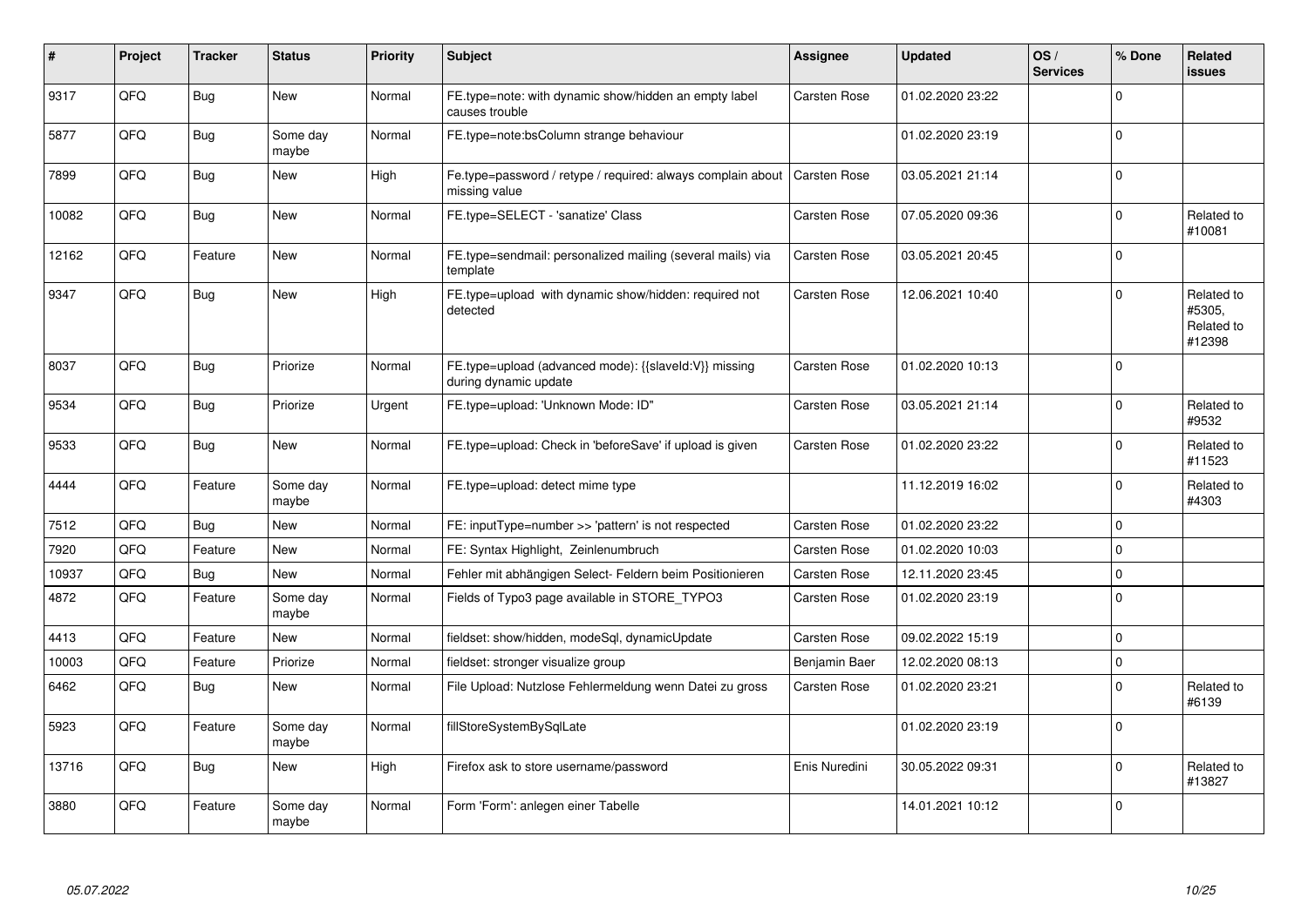| # | Project | Tracker | Status | Priority | Subject | Assignee | Updated | OS / Services | % Done | Related issues |
|---|---|---|---|---|---|---|---|---|---|---|
| 9317 | QFQ | Bug | New | Normal | FE.type=note: with dynamic show/hidden an empty label causes trouble | Carsten Rose | 01.02.2020 23:22 | | 0 | |
| 5877 | QFQ | Bug | Some day maybe | Normal | FE.type=note:bsColumn strange behaviour | | 01.02.2020 23:19 | | 0 | |
| 7899 | QFQ | Bug | New | High | Fe.type=password / retype / required: always complain about missing value | Carsten Rose | 03.05.2021 21:14 | | 0 | |
| 10082 | QFQ | Bug | New | Normal | FE.type=SELECT - 'sanatize' Class | Carsten Rose | 07.05.2020 09:36 | | 0 | Related to #10081 |
| 12162 | QFQ | Feature | New | Normal | FE.type=sendmail: personalized mailing (several mails) via template | Carsten Rose | 03.05.2021 20:45 | | 0 | |
| 9347 | QFQ | Bug | New | High | FE.type=upload with dynamic show/hidden: required not detected | Carsten Rose | 12.06.2021 10:40 | | 0 | Related to #5305, Related to #12398 |
| 8037 | QFQ | Bug | Priorize | Normal | FE.type=upload (advanced mode): {{slaveId:V}} missing during dynamic update | Carsten Rose | 01.02.2020 10:13 | | 0 | |
| 9534 | QFQ | Bug | Priorize | Urgent | FE.type=upload: 'Unknown Mode: ID" | Carsten Rose | 03.05.2021 21:14 | | 0 | Related to #9532 |
| 9533 | QFQ | Bug | New | Normal | FE.type=upload: Check in 'beforeSave' if upload is given | Carsten Rose | 01.02.2020 23:22 | | 0 | Related to #11523 |
| 4444 | QFQ | Feature | Some day maybe | Normal | FE.type=upload: detect mime type | | 11.12.2019 16:02 | | 0 | Related to #4303 |
| 7512 | QFQ | Bug | New | Normal | FE: inputType=number >> 'pattern' is not respected | Carsten Rose | 01.02.2020 23:22 | | 0 | |
| 7920 | QFQ | Feature | New | Normal | FE: Syntax Highlight, Zeinlenumbruch | Carsten Rose | 01.02.2020 10:03 | | 0 | |
| 10937 | QFQ | Bug | New | Normal | Fehler mit abhängigen Select- Feldern beim Positionieren | Carsten Rose | 12.11.2020 23:45 | | 0 | |
| 4872 | QFQ | Feature | Some day maybe | Normal | Fields of Typo3 page available in STORE_TYPO3 | Carsten Rose | 01.02.2020 23:19 | | 0 | |
| 4413 | QFQ | Feature | New | Normal | fieldset: show/hidden, modeSql, dynamicUpdate | Carsten Rose | 09.02.2022 15:19 | | 0 | |
| 10003 | QFQ | Feature | Priorize | Normal | fieldset: stronger visualize group | Benjamin Baer | 12.02.2020 08:13 | | 0 | |
| 6462 | QFQ | Bug | New | Normal | File Upload: Nutzlose Fehlermeldung wenn Datei zu gross | Carsten Rose | 01.02.2020 23:21 | | 0 | Related to #6139 |
| 5923 | QFQ | Feature | Some day maybe | Normal | fillStoreSystemBySqlLate | | 01.02.2020 23:19 | | 0 | |
| 13716 | QFQ | Bug | New | High | Firefox ask to store username/password | Enis Nuredini | 30.05.2022 09:31 | | 0 | Related to #13827 |
| 3880 | QFQ | Feature | Some day maybe | Normal | Form 'Form': anlegen einer Tabelle | | 14.01.2021 10:12 | | 0 | |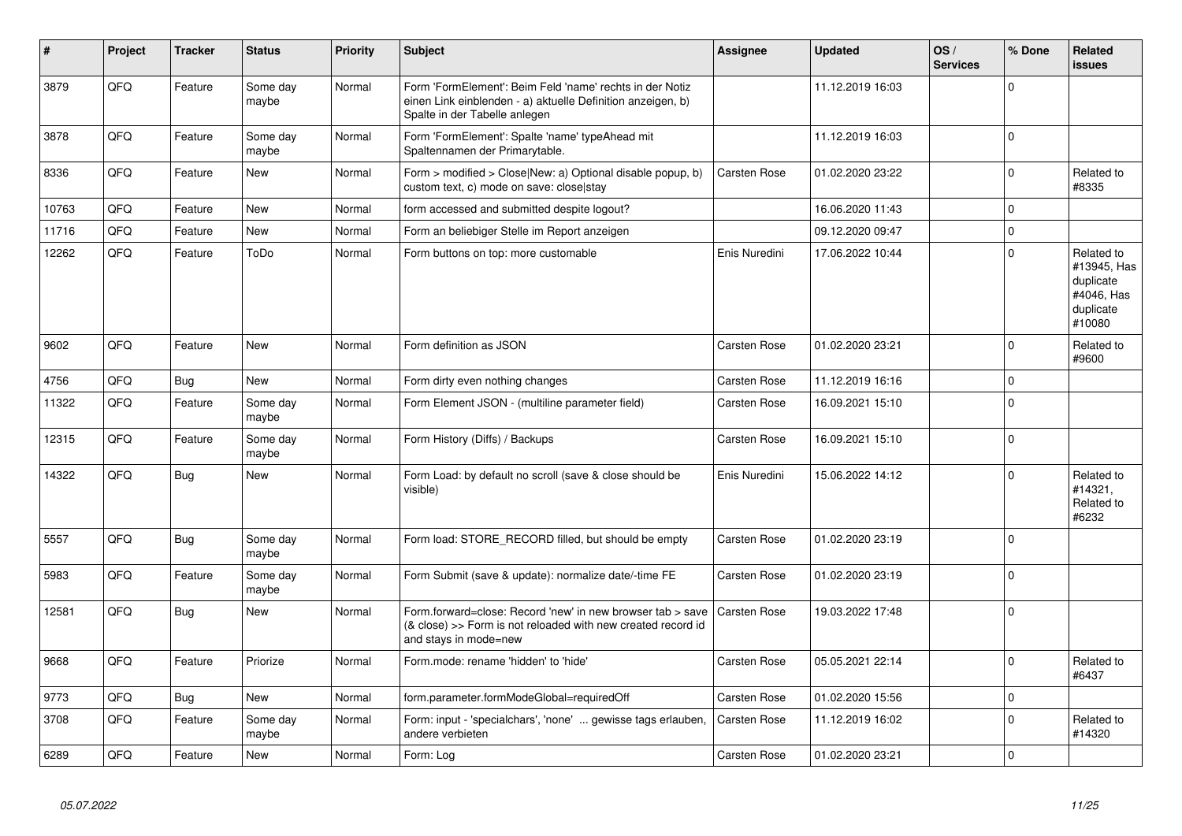| # | Project | Tracker | Status | Priority | Subject | Assignee | Updated | OS / Services | % Done | Related issues |
|---|---|---|---|---|---|---|---|---|---|---|
| 3879 | QFQ | Feature | Some day maybe | Normal | Form 'FormElement': Beim Feld 'name' rechts in der Notiz einen Link einblenden - a) aktuelle Definition anzeigen, b) Spalte in der Tabelle anlegen | | 11.12.2019 16:03 | | 0 | |
| 3878 | QFQ | Feature | Some day maybe | Normal | Form 'FormElement': Spalte 'name' typeAhead mit Spaltennamen der Primarytable. | | 11.12.2019 16:03 | | 0 | |
| 8336 | QFQ | Feature | New | Normal | Form > modified > Close\|New: a) Optional disable popup, b) custom text, c) mode on save: close\|stay | Carsten Rose | 01.02.2020 23:22 | | 0 | Related to #8335 |
| 10763 | QFQ | Feature | New | Normal | form accessed and submitted despite logout? | | 16.06.2020 11:43 | | 0 | |
| 11716 | QFQ | Feature | New | Normal | Form an beliebiger Stelle im Report anzeigen | | 09.12.2020 09:47 | | 0 | |
| 12262 | QFQ | Feature | ToDo | Normal | Form buttons on top: more customable | Enis Nuredini | 17.06.2022 10:44 | | 0 | Related to #13945, Has duplicate #4046, Has duplicate #10080 |
| 9602 | QFQ | Feature | New | Normal | Form definition as JSON | Carsten Rose | 01.02.2020 23:21 | | 0 | Related to #9600 |
| 4756 | QFQ | Bug | New | Normal | Form dirty even nothing changes | Carsten Rose | 11.12.2019 16:16 | | 0 | |
| 11322 | QFQ | Feature | Some day maybe | Normal | Form Element JSON - (multiline parameter field) | Carsten Rose | 16.09.2021 15:10 | | 0 | |
| 12315 | QFQ | Feature | Some day maybe | Normal | Form History (Diffs) / Backups | Carsten Rose | 16.09.2021 15:10 | | 0 | |
| 14322 | QFQ | Bug | New | Normal | Form Load: by default no scroll (save & close should be visible) | Enis Nuredini | 15.06.2022 14:12 | | 0 | Related to #14321, Related to #6232 |
| 5557 | QFQ | Bug | Some day maybe | Normal | Form load: STORE_RECORD filled, but should be empty | Carsten Rose | 01.02.2020 23:19 | | 0 | |
| 5983 | QFQ | Feature | Some day maybe | Normal | Form Submit (save & update): normalize date/-time FE | Carsten Rose | 01.02.2020 23:19 | | 0 | |
| 12581 | QFQ | Bug | New | Normal | Form.forward=close: Record 'new' in new browser tab > save (& close) >> Form is not reloaded with new created record id and stays in mode=new | Carsten Rose | 19.03.2022 17:48 | | 0 | |
| 9668 | QFQ | Feature | Priorize | Normal | Form.mode: rename 'hidden' to 'hide' | Carsten Rose | 05.05.2021 22:14 | | 0 | Related to #6437 |
| 9773 | QFQ | Bug | New | Normal | form.parameter.formModeGlobal=requiredOff | Carsten Rose | 01.02.2020 15:56 | | 0 | |
| 3708 | QFQ | Feature | Some day maybe | Normal | Form: input - 'specialchars', 'none' ... gewisse tags erlauben, andere verbieten | Carsten Rose | 11.12.2019 16:02 | | 0 | Related to #14320 |
| 6289 | QFQ | Feature | New | Normal | Form: Log | Carsten Rose | 01.02.2020 23:21 | | 0 | |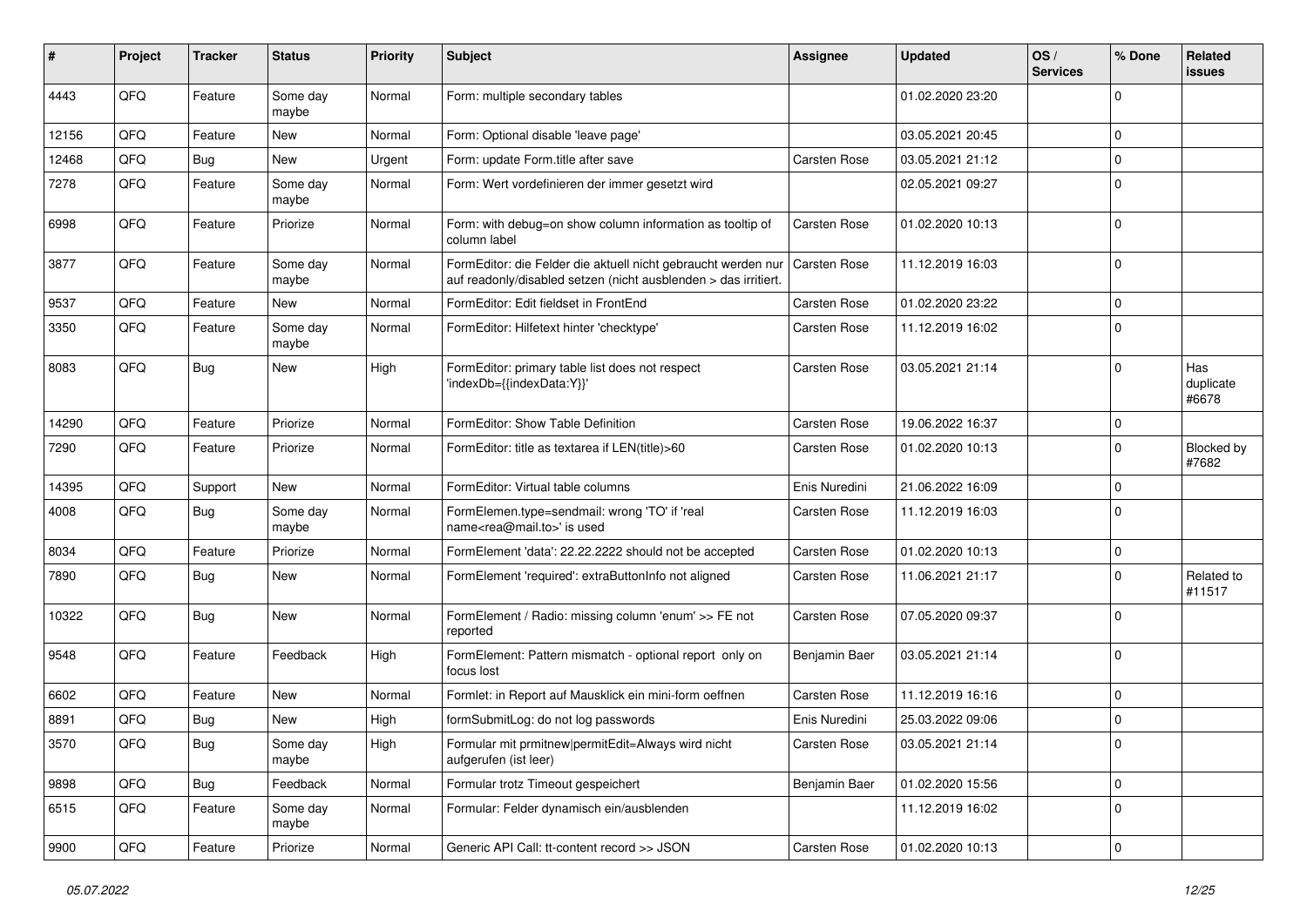| # | Project | Tracker | Status | Priority | Subject | Assignee | Updated | OS / Services | % Done | Related issues |
|---|---|---|---|---|---|---|---|---|---|---|
| 4443 | QFQ | Feature | Some day maybe | Normal | Form: multiple secondary tables | | 01.02.2020 23:20 | | 0 | |
| 12156 | QFQ | Feature | New | Normal | Form: Optional disable 'leave page' | | 03.05.2021 20:45 | | 0 | |
| 12468 | QFQ | Bug | New | Urgent | Form: update Form.title after save | Carsten Rose | 03.05.2021 21:12 | | 0 | |
| 7278 | QFQ | Feature | Some day maybe | Normal | Form: Wert vordefinieren der immer gesetzt wird | | 02.05.2021 09:27 | | 0 | |
| 6998 | QFQ | Feature | Priorize | Normal | Form: with debug=on show column information as tooltip of column label | Carsten Rose | 01.02.2020 10:13 | | 0 | |
| 3877 | QFQ | Feature | Some day maybe | Normal | FormEditor: die Felder die aktuell nicht gebraucht werden nur auf readonly/disabled setzen (nicht ausblenden > das irritiert. | Carsten Rose | 11.12.2019 16:03 | | 0 | |
| 9537 | QFQ | Feature | New | Normal | FormEditor: Edit fieldset in FrontEnd | Carsten Rose | 01.02.2020 23:22 | | 0 | |
| 3350 | QFQ | Feature | Some day maybe | Normal | FormEditor: Hilfetext hinter 'checktype' | Carsten Rose | 11.12.2019 16:02 | | 0 | |
| 8083 | QFQ | Bug | New | High | FormEditor: primary table list does not respect 'indexDb={{indexData:Y}}' | Carsten Rose | 03.05.2021 21:14 | | 0 | Has duplicate #6678 |
| 14290 | QFQ | Feature | Priorize | Normal | FormEditor: Show Table Definition | Carsten Rose | 19.06.2022 16:37 | | 0 | |
| 7290 | QFQ | Feature | Priorize | Normal | FormEditor: title as textarea if LEN(title)>60 | Carsten Rose | 01.02.2020 10:13 | | 0 | Blocked by #7682 |
| 14395 | QFQ | Support | New | Normal | FormEditor: Virtual table columns | Enis Nuredini | 21.06.2022 16:09 | | 0 | |
| 4008 | QFQ | Bug | Some day maybe | Normal | FormElemen.type=sendmail: wrong 'TO' if 'real name<rea@mail.to>' is used | Carsten Rose | 11.12.2019 16:03 | | 0 | |
| 8034 | QFQ | Feature | Priorize | Normal | FormElement 'data': 22.22.2222 should not be accepted | Carsten Rose | 01.02.2020 10:13 | | 0 | |
| 7890 | QFQ | Bug | New | Normal | FormElement 'required': extraButtonInfo not aligned | Carsten Rose | 11.06.2021 21:17 | | 0 | Related to #11517 |
| 10322 | QFQ | Bug | New | Normal | FormElement / Radio: missing column 'enum' >> FE not reported | Carsten Rose | 07.05.2020 09:37 | | 0 | |
| 9548 | QFQ | Feature | Feedback | High | FormElement: Pattern mismatch - optional report only on focus lost | Benjamin Baer | 03.05.2021 21:14 | | 0 | |
| 6602 | QFQ | Feature | New | Normal | Formlet: in Report auf Mausklick ein mini-form oeffnen | Carsten Rose | 11.12.2019 16:16 | | 0 | |
| 8891 | QFQ | Bug | New | High | formSubmitLog: do not log passwords | Enis Nuredini | 25.03.2022 09:06 | | 0 | |
| 3570 | QFQ | Bug | Some day maybe | High | Formular mit prmitnew\|permitEdit=Always wird nicht aufgerufen (ist leer) | Carsten Rose | 03.05.2021 21:14 | | 0 | |
| 9898 | QFQ | Bug | Feedback | Normal | Formular trotz Timeout gespeichert | Benjamin Baer | 01.02.2020 15:56 | | 0 | |
| 6515 | QFQ | Feature | Some day maybe | Normal | Formular: Felder dynamisch ein/ausblenden | | 11.12.2019 16:02 | | 0 | |
| 9900 | QFQ | Feature | Priorize | Normal | Generic API Call: tt-content record >> JSON | Carsten Rose | 01.02.2020 10:13 | | 0 | |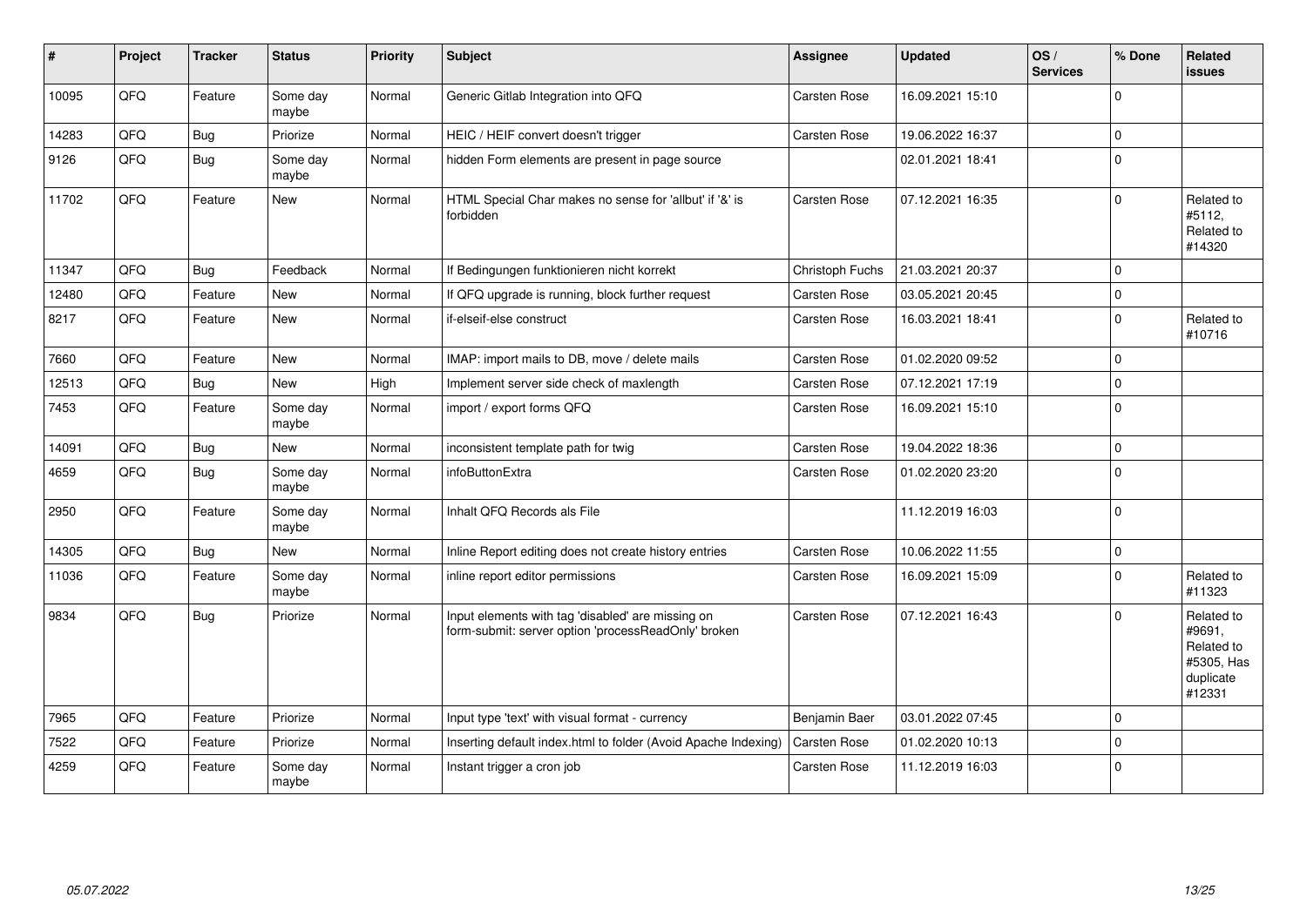| # | Project | Tracker | Status | Priority | Subject | Assignee | Updated | OS / Services | % Done | Related issues |
|---|---|---|---|---|---|---|---|---|---|---|
| 10095 | QFQ | Feature | Some day maybe | Normal | Generic Gitlab Integration into QFQ | Carsten Rose | 16.09.2021 15:10 | | 0 | |
| 14283 | QFQ | Bug | Priorize | Normal | HEIC / HEIF convert doesn't trigger | Carsten Rose | 19.06.2022 16:37 | | 0 | |
| 9126 | QFQ | Bug | Some day maybe | Normal | hidden Form elements are present in page source | | 02.01.2021 18:41 | | 0 | |
| 11702 | QFQ | Feature | New | Normal | HTML Special Char makes no sense for 'allbut' if '&' is forbidden | Carsten Rose | 07.12.2021 16:35 | | 0 | Related to #5112, Related to #14320 |
| 11347 | QFQ | Bug | Feedback | Normal | If Bedingungen funktionieren nicht korrekt | Christoph Fuchs | 21.03.2021 20:37 | | 0 | |
| 12480 | QFQ | Feature | New | Normal | If QFQ upgrade is running, block further request | Carsten Rose | 03.05.2021 20:45 | | 0 | |
| 8217 | QFQ | Feature | New | Normal | if-elseif-else construct | Carsten Rose | 16.03.2021 18:41 | | 0 | Related to #10716 |
| 7660 | QFQ | Feature | New | Normal | IMAP: import mails to DB, move / delete mails | Carsten Rose | 01.02.2020 09:52 | | 0 | |
| 12513 | QFQ | Bug | New | High | Implement server side check of maxlength | Carsten Rose | 07.12.2021 17:19 | | 0 | |
| 7453 | QFQ | Feature | Some day maybe | Normal | import / export forms QFQ | Carsten Rose | 16.09.2021 15:10 | | 0 | |
| 14091 | QFQ | Bug | New | Normal | inconsistent template path for twig | Carsten Rose | 19.04.2022 18:36 | | 0 | |
| 4659 | QFQ | Bug | Some day maybe | Normal | infoButtonExtra | Carsten Rose | 01.02.2020 23:20 | | 0 | |
| 2950 | QFQ | Feature | Some day maybe | Normal | Inhalt QFQ Records als File | | 11.12.2019 16:03 | | 0 | |
| 14305 | QFQ | Bug | New | Normal | Inline Report editing does not create history entries | Carsten Rose | 10.06.2022 11:55 | | 0 | |
| 11036 | QFQ | Feature | Some day maybe | Normal | inline report editor permissions | Carsten Rose | 16.09.2021 15:09 | | 0 | Related to #11323 |
| 9834 | QFQ | Bug | Priorize | Normal | Input elements with tag 'disabled' are missing on form-submit: server option 'processReadOnly' broken | Carsten Rose | 07.12.2021 16:43 | | 0 | Related to #9691, Related to #5305, Has duplicate #12331 |
| 7965 | QFQ | Feature | Priorize | Normal | Input type 'text' with visual format - currency | Benjamin Baer | 03.01.2022 07:45 | | 0 | |
| 7522 | QFQ | Feature | Priorize | Normal | Inserting default index.html to folder (Avoid Apache Indexing) | Carsten Rose | 01.02.2020 10:13 | | 0 | |
| 4259 | QFQ | Feature | Some day maybe | Normal | Instant trigger a cron job | Carsten Rose | 11.12.2019 16:03 | | 0 | |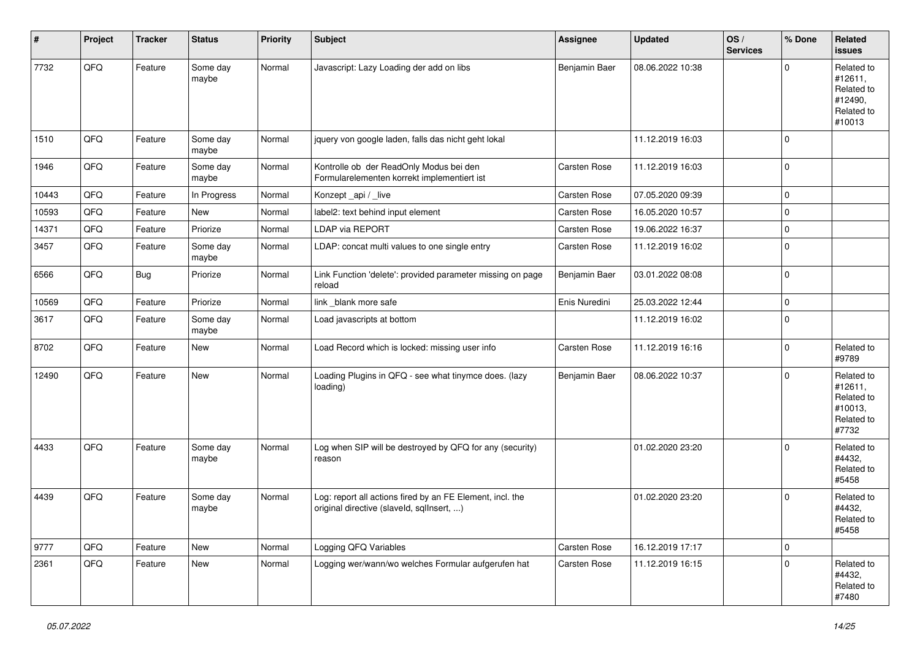| # | Project | Tracker | Status | Priority | Subject | Assignee | Updated | OS / Services | % Done | Related issues |
|---|---|---|---|---|---|---|---|---|---|---|
| 7732 | QFQ | Feature | Some day maybe | Normal | Javascript: Lazy Loading der add on libs | Benjamin Baer | 08.06.2022 10:38 | | 0 | Related to #12611, Related to #12490, Related to #10013 |
| 1510 | QFQ | Feature | Some day maybe | Normal | jquery von google laden, falls das nicht geht lokal | | 11.12.2019 16:03 | | 0 | |
| 1946 | QFQ | Feature | Some day maybe | Normal | Kontrolle ob der ReadOnly Modus bei den Formularelementen korrekt implementiert ist | Carsten Rose | 11.12.2019 16:03 | | 0 | |
| 10443 | QFQ | Feature | In Progress | Normal | Konzept _api / _live | Carsten Rose | 07.05.2020 09:39 | | 0 | |
| 10593 | QFQ | Feature | New | Normal | label2: text behind input element | Carsten Rose | 16.05.2020 10:57 | | 0 | |
| 14371 | QFQ | Feature | Priorize | Normal | LDAP via REPORT | Carsten Rose | 19.06.2022 16:37 | | 0 | |
| 3457 | QFQ | Feature | Some day maybe | Normal | LDAP: concat multi values to one single entry | Carsten Rose | 11.12.2019 16:02 | | 0 | |
| 6566 | QFQ | Bug | Priorize | Normal | Link Function 'delete': provided parameter missing on page reload | Benjamin Baer | 03.01.2022 08:08 | | 0 | |
| 10569 | QFQ | Feature | Priorize | Normal | link _blank more safe | Enis Nuredini | 25.03.2022 12:44 | | 0 | |
| 3617 | QFQ | Feature | Some day maybe | Normal | Load javascripts at bottom | | 11.12.2019 16:02 | | 0 | |
| 8702 | QFQ | Feature | New | Normal | Load Record which is locked: missing user info | Carsten Rose | 11.12.2019 16:16 | | 0 | Related to #9789 |
| 12490 | QFQ | Feature | New | Normal | Loading Plugins in QFQ - see what tinymce does. (lazy loading) | Benjamin Baer | 08.06.2022 10:37 | | 0 | Related to #12611, Related to #10013, Related to #7732 |
| 4433 | QFQ | Feature | Some day maybe | Normal | Log when SIP will be destroyed by QFQ for any (security) reason | | 01.02.2020 23:20 | | 0 | Related to #4432, Related to #5458 |
| 4439 | QFQ | Feature | Some day maybe | Normal | Log: report all actions fired by an FE Element, incl. the original directive (slaveId, sqlInsert, ...) | | 01.02.2020 23:20 | | 0 | Related to #4432, Related to #5458 |
| 9777 | QFQ | Feature | New | Normal | Logging QFQ Variables | Carsten Rose | 16.12.2019 17:17 | | 0 | |
| 2361 | QFQ | Feature | New | Normal | Logging wer/wann/wo welches Formular aufgerufen hat | Carsten Rose | 11.12.2019 16:15 | | 0 | Related to #4432, Related to #7480 |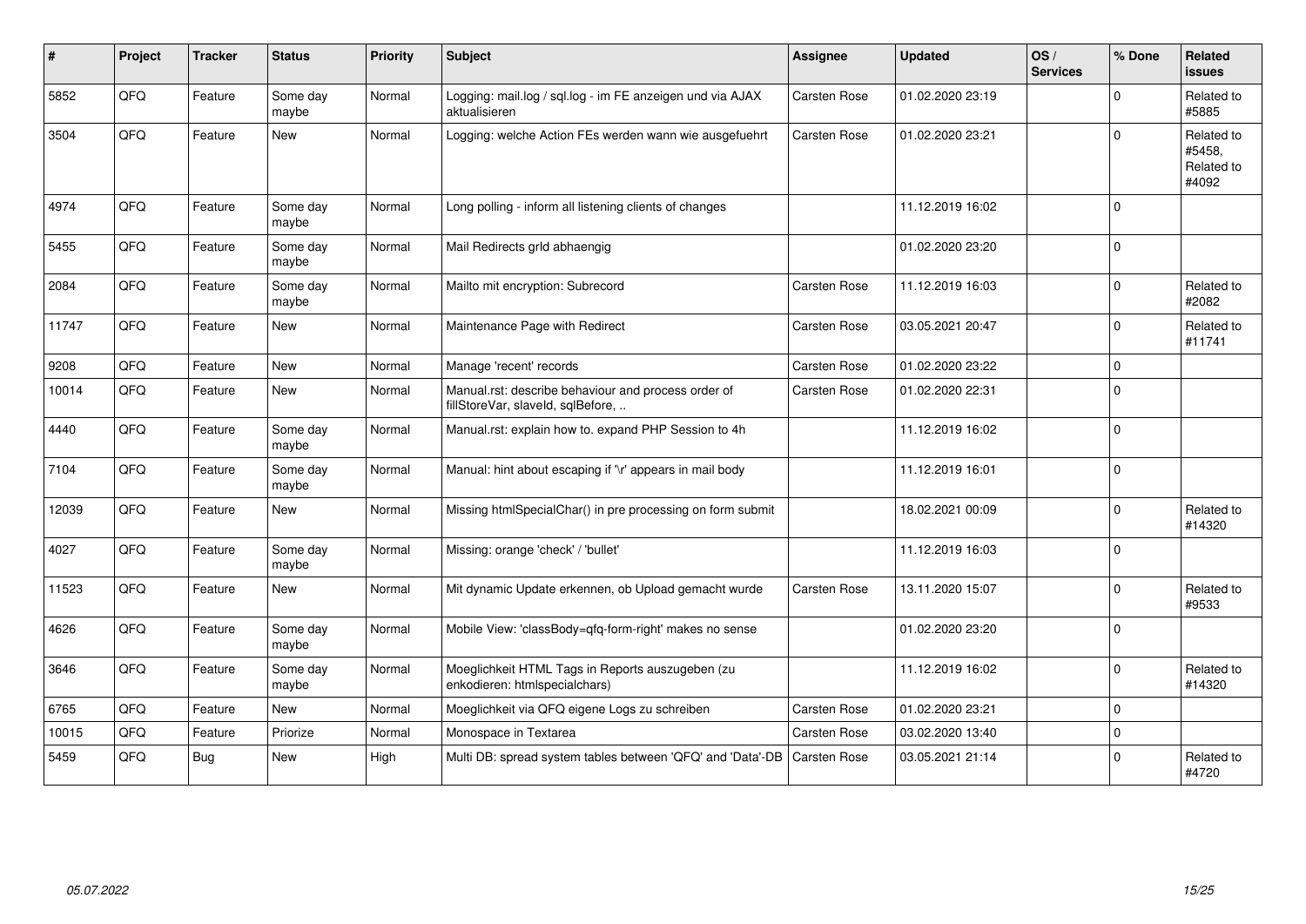| # | Project | Tracker | Status | Priority | Subject | Assignee | Updated | OS / Services | % Done | Related issues |
| --- | --- | --- | --- | --- | --- | --- | --- | --- | --- | --- |
| 5852 | QFQ | Feature | Some day maybe | Normal | Logging: mail.log / sql.log - im FE anzeigen und via AJAX aktualisieren | Carsten Rose | 01.02.2020 23:19 | | 0 | Related to #5885 |
| 3504 | QFQ | Feature | New | Normal | Logging: welche Action FEs werden wann wie ausgefuehrt | Carsten Rose | 01.02.2020 23:21 | | 0 | Related to #5458, Related to #4092 |
| 4974 | QFQ | Feature | Some day maybe | Normal | Long polling - inform all listening clients of changes | | 11.12.2019 16:02 | | 0 | |
| 5455 | QFQ | Feature | Some day maybe | Normal | Mail Redirects grld abhaengig | | 01.02.2020 23:20 | | 0 | |
| 2084 | QFQ | Feature | Some day maybe | Normal | Mailto mit encryption: Subrecord | Carsten Rose | 11.12.2019 16:03 | | 0 | Related to #2082 |
| 11747 | QFQ | Feature | New | Normal | Maintenance Page with Redirect | Carsten Rose | 03.05.2021 20:47 | | 0 | Related to #11741 |
| 9208 | QFQ | Feature | New | Normal | Manage 'recent' records | Carsten Rose | 01.02.2020 23:22 | | 0 | |
| 10014 | QFQ | Feature | New | Normal | Manual.rst: describe behaviour and process order of fillStoreVar, slaveId, sqlBefore, .. | Carsten Rose | 01.02.2020 22:31 | | 0 | |
| 4440 | QFQ | Feature | Some day maybe | Normal | Manual.rst: explain how to. expand PHP Session to 4h | | 11.12.2019 16:02 | | 0 | |
| 7104 | QFQ | Feature | Some day maybe | Normal | Manual: hint about escaping if '\r' appears in mail body | | 11.12.2019 16:01 | | 0 | |
| 12039 | QFQ | Feature | New | Normal | Missing htmlSpecialChar() in pre processing on form submit | | 18.02.2021 00:09 | | 0 | Related to #14320 |
| 4027 | QFQ | Feature | Some day maybe | Normal | Missing: orange 'check' / 'bullet' | | 11.12.2019 16:03 | | 0 | |
| 11523 | QFQ | Feature | New | Normal | Mit dynamic Update erkennen, ob Upload gemacht wurde | Carsten Rose | 13.11.2020 15:07 | | 0 | Related to #9533 |
| 4626 | QFQ | Feature | Some day maybe | Normal | Mobile View: 'classBody=qfq-form-right' makes no sense | | 01.02.2020 23:20 | | 0 | |
| 3646 | QFQ | Feature | Some day maybe | Normal | Moeglichkeit HTML Tags in Reports auszugeben (zu enkodieren: htmlspecialchars) | | 11.12.2019 16:02 | | 0 | Related to #14320 |
| 6765 | QFQ | Feature | New | Normal | Moeglichkeit via QFQ eigene Logs zu schreiben | Carsten Rose | 01.02.2020 23:21 | | 0 | |
| 10015 | QFQ | Feature | Priorize | Normal | Monospace in Textarea | Carsten Rose | 03.02.2020 13:40 | | 0 | |
| 5459 | QFQ | Bug | New | High | Multi DB: spread system tables between 'QFQ' and 'Data'-DB | Carsten Rose | 03.05.2021 21:14 | | 0 | Related to #4720 |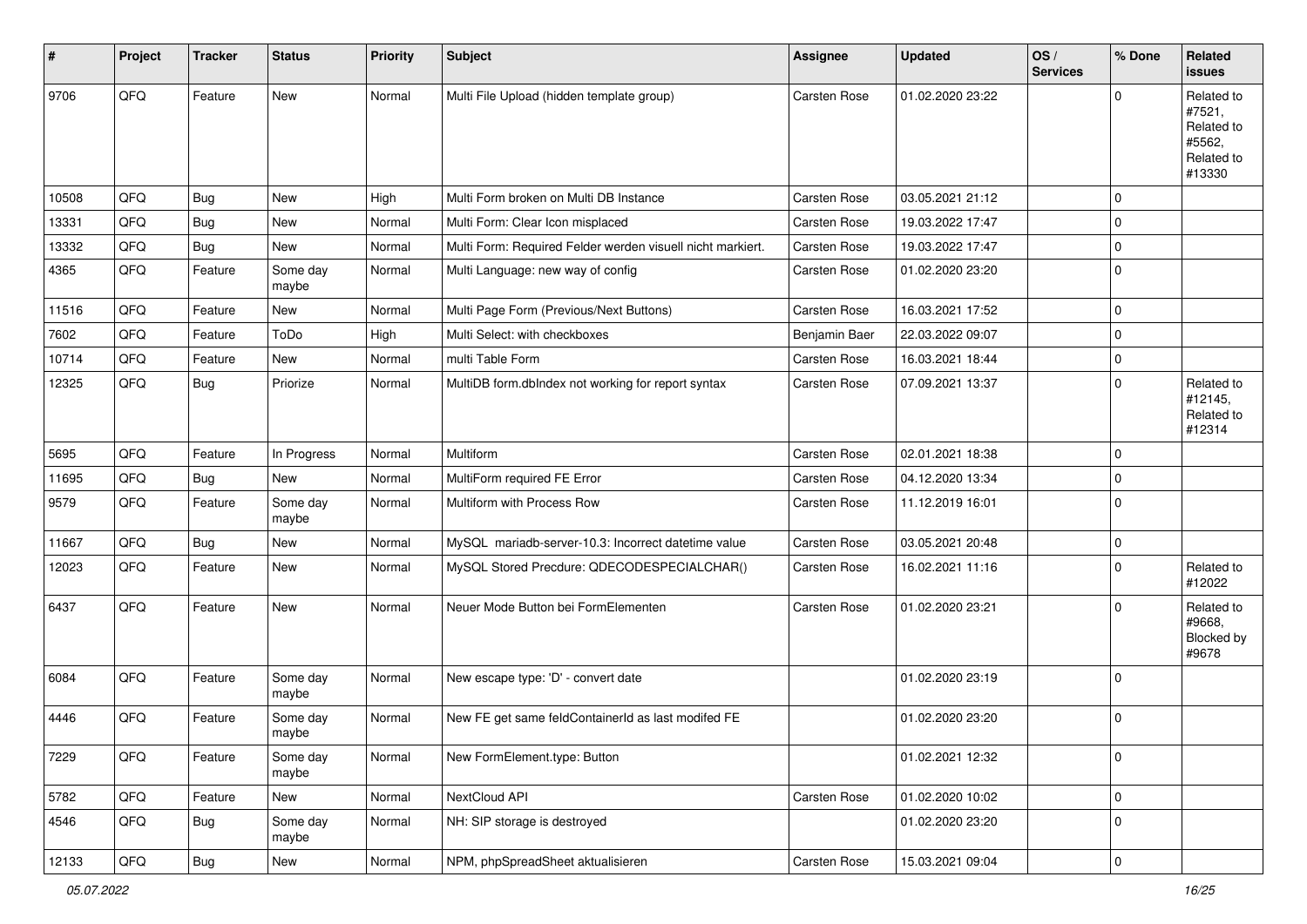| # | Project | Tracker | Status | Priority | Subject | Assignee | Updated | OS / Services | % Done | Related issues |
|---|---|---|---|---|---|---|---|---|---|---|
| 9706 | QFQ | Feature | New | Normal | Multi File Upload (hidden template group) | Carsten Rose | 01.02.2020 23:22 | | 0 | Related to #7521, Related to #5562, Related to #13330 |
| 10508 | QFQ | Bug | New | High | Multi Form broken on Multi DB Instance | Carsten Rose | 03.05.2021 21:12 | | 0 | |
| 13331 | QFQ | Bug | New | Normal | Multi Form: Clear Icon misplaced | Carsten Rose | 19.03.2022 17:47 | | 0 | |
| 13332 | QFQ | Bug | New | Normal | Multi Form: Required Felder werden visuell nicht markiert. | Carsten Rose | 19.03.2022 17:47 | | 0 | |
| 4365 | QFQ | Feature | Some day maybe | Normal | Multi Language: new way of config | Carsten Rose | 01.02.2020 23:20 | | 0 | |
| 11516 | QFQ | Feature | New | Normal | Multi Page Form (Previous/Next Buttons) | Carsten Rose | 16.03.2021 17:52 | | 0 | |
| 7602 | QFQ | Feature | ToDo | High | Multi Select: with checkboxes | Benjamin Baer | 22.03.2022 09:07 | | 0 | |
| 10714 | QFQ | Feature | New | Normal | multi Table Form | Carsten Rose | 16.03.2021 18:44 | | 0 | |
| 12325 | QFQ | Bug | Priorize | Normal | MultiDB form.dbIndex not working for report syntax | Carsten Rose | 07.09.2021 13:37 | | 0 | Related to #12145, Related to #12314 |
| 5695 | QFQ | Feature | In Progress | Normal | Multiform | Carsten Rose | 02.01.2021 18:38 | | 0 | |
| 11695 | QFQ | Bug | New | Normal | MultiForm required FE Error | Carsten Rose | 04.12.2020 13:34 | | 0 | |
| 9579 | QFQ | Feature | Some day maybe | Normal | Multiform with Process Row | Carsten Rose | 11.12.2019 16:01 | | 0 | |
| 11667 | QFQ | Bug | New | Normal | MySQL mariadb-server-10.3: Incorrect datetime value | Carsten Rose | 03.05.2021 20:48 | | 0 | |
| 12023 | QFQ | Feature | New | Normal | MySQL Stored Precdure: QDECODESPECIALCHAR() | Carsten Rose | 16.02.2021 11:16 | | 0 | Related to #12022 |
| 6437 | QFQ | Feature | New | Normal | Neuer Mode Button bei FormElementen | Carsten Rose | 01.02.2020 23:21 | | 0 | Related to #9668, Blocked by #9678 |
| 6084 | QFQ | Feature | Some day maybe | Normal | New escape type: 'D' - convert date | | 01.02.2020 23:19 | | 0 | |
| 4446 | QFQ | Feature | Some day maybe | Normal | New FE get same feldContainerId as last modifed FE | | 01.02.2020 23:20 | | 0 | |
| 7229 | QFQ | Feature | Some day maybe | Normal | New FormElement.type: Button | | 01.02.2021 12:32 | | 0 | |
| 5782 | QFQ | Feature | New | Normal | NextCloud API | Carsten Rose | 01.02.2020 10:02 | | 0 | |
| 4546 | QFQ | Bug | Some day maybe | Normal | NH: SIP storage is destroyed | | 01.02.2020 23:20 | | 0 | |
| 12133 | QFQ | Bug | New | Normal | NPM, phpSpreadSheet aktualisieren | Carsten Rose | 15.03.2021 09:04 | | 0 | |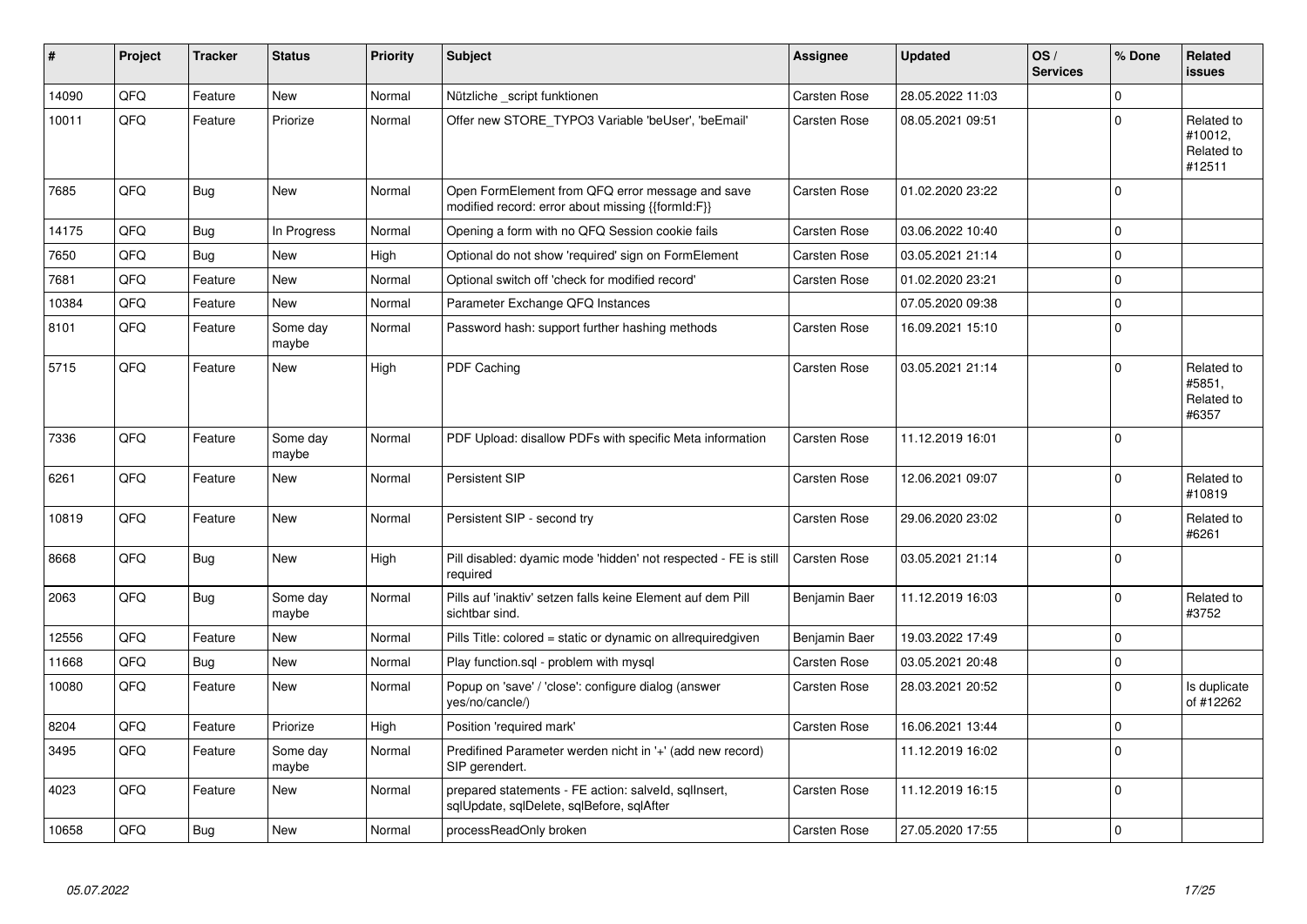| # | Project | Tracker | Status | Priority | Subject | Assignee | Updated | OS / Services | % Done | Related issues |
|---|---|---|---|---|---|---|---|---|---|---|
| 14090 | QFQ | Feature | New | Normal | Nützliche _script funktionen | Carsten Rose | 28.05.2022 11:03 | | 0 | |
| 10011 | QFQ | Feature | Priorize | Normal | Offer new STORE_TYPO3 Variable 'beUser', 'beEmail' | Carsten Rose | 08.05.2021 09:51 | | 0 | Related to #10012, Related to #12511 |
| 7685 | QFQ | Bug | New | Normal | Open FormElement from QFQ error message and save modified record: error about missing {{formId:F}} | Carsten Rose | 01.02.2020 23:22 | | 0 | |
| 14175 | QFQ | Bug | In Progress | Normal | Opening a form with no QFQ Session cookie fails | Carsten Rose | 03.06.2022 10:40 | | 0 | |
| 7650 | QFQ | Bug | New | High | Optional do not show 'required' sign on FormElement | Carsten Rose | 03.05.2021 21:14 | | 0 | |
| 7681 | QFQ | Feature | New | Normal | Optional switch off 'check for modified record' | Carsten Rose | 01.02.2020 23:21 | | 0 | |
| 10384 | QFQ | Feature | New | Normal | Parameter Exchange QFQ Instances | | 07.05.2020 09:38 | | 0 | |
| 8101 | QFQ | Feature | Some day maybe | Normal | Password hash: support further hashing methods | Carsten Rose | 16.09.2021 15:10 | | 0 | |
| 5715 | QFQ | Feature | New | High | PDF Caching | Carsten Rose | 03.05.2021 21:14 | | 0 | Related to #5851, Related to #6357 |
| 7336 | QFQ | Feature | Some day maybe | Normal | PDF Upload: disallow PDFs with specific Meta information | Carsten Rose | 11.12.2019 16:01 | | 0 | |
| 6261 | QFQ | Feature | New | Normal | Persistent SIP | Carsten Rose | 12.06.2021 09:07 | | 0 | Related to #10819 |
| 10819 | QFQ | Feature | New | Normal | Persistent SIP - second try | Carsten Rose | 29.06.2020 23:02 | | 0 | Related to #6261 |
| 8668 | QFQ | Bug | New | High | Pill disabled: dyamic mode 'hidden' not respected - FE is still required | Carsten Rose | 03.05.2021 21:14 | | 0 | |
| 2063 | QFQ | Bug | Some day maybe | Normal | Pills auf 'inaktiv' setzen falls keine Element auf dem Pill sichtbar sind. | Benjamin Baer | 11.12.2019 16:03 | | 0 | Related to #3752 |
| 12556 | QFQ | Feature | New | Normal | Pills Title: colored = static or dynamic on allrequiredgiven | Benjamin Baer | 19.03.2022 17:49 | | 0 | |
| 11668 | QFQ | Bug | New | Normal | Play function.sql - problem with mysql | Carsten Rose | 03.05.2021 20:48 | | 0 | |
| 10080 | QFQ | Feature | New | Normal | Popup on 'save' / 'close': configure dialog (answer yes/no/cancle/) | Carsten Rose | 28.03.2021 20:52 | | 0 | Is duplicate of #12262 |
| 8204 | QFQ | Feature | Priorize | High | Position 'required mark' | Carsten Rose | 16.06.2021 13:44 | | 0 | |
| 3495 | QFQ | Feature | Some day maybe | Normal | Predifined Parameter werden nicht in '+' (add new record) SIP gerendert. | | 11.12.2019 16:02 | | 0 | |
| 4023 | QFQ | Feature | New | Normal | prepared statements - FE action: salveld, sqlInsert, sqlUpdate, sqlDelete, sqlBefore, sqlAfter | Carsten Rose | 11.12.2019 16:15 | | 0 | |
| 10658 | QFQ | Bug | New | Normal | processReadOnly broken | Carsten Rose | 27.05.2020 17:55 | | 0 | |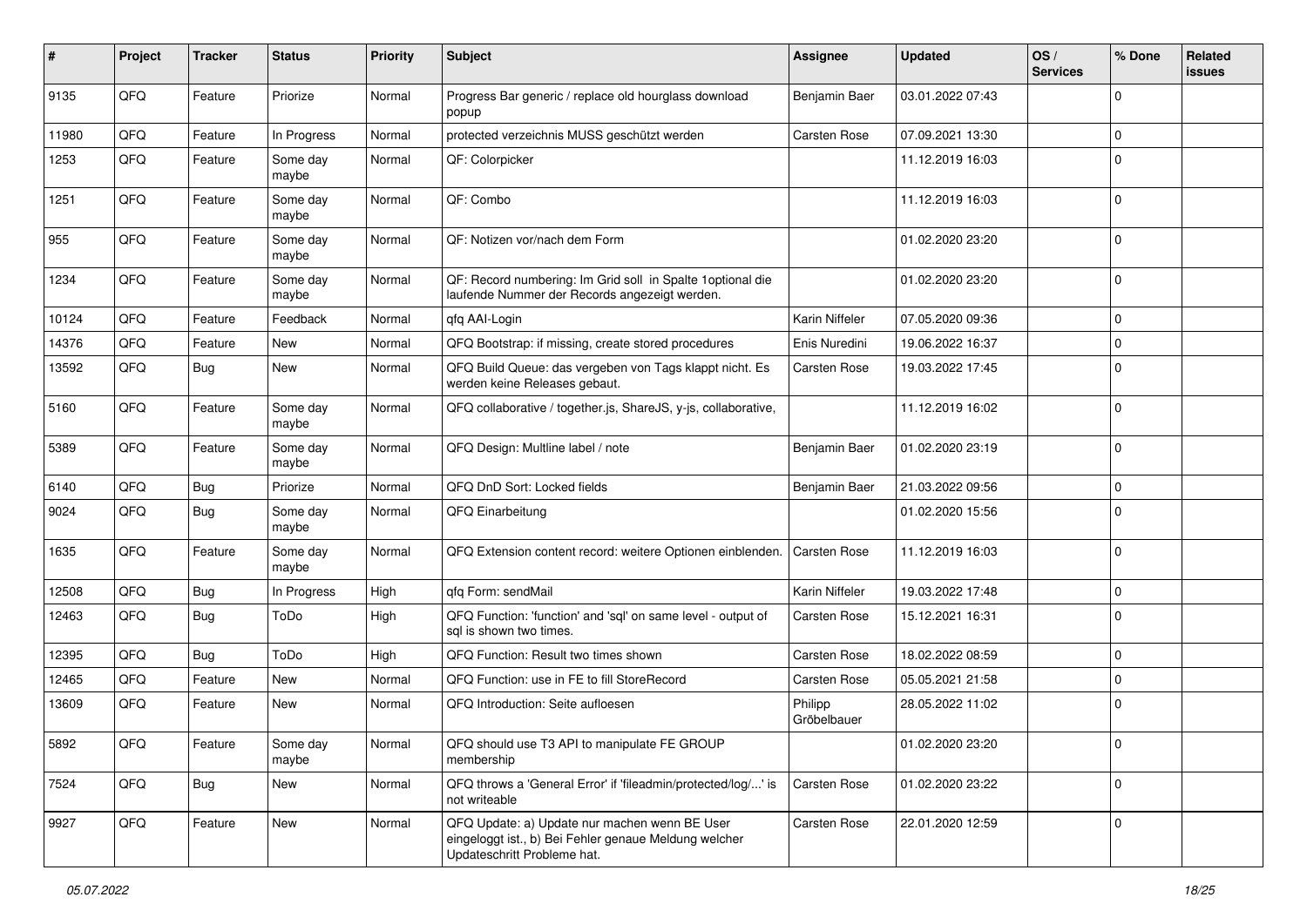| # | Project | Tracker | Status | Priority | Subject | Assignee | Updated | OS / Services | % Done | Related issues |
|---|---|---|---|---|---|---|---|---|---|---|
| 9135 | QFQ | Feature | Priorize | Normal | Progress Bar generic / replace old hourglass download popup | Benjamin Baer | 03.01.2022 07:43 | | 0 | |
| 11980 | QFQ | Feature | In Progress | Normal | protected verzeichnis MUSS geschützt werden | Carsten Rose | 07.09.2021 13:30 | | 0 | |
| 1253 | QFQ | Feature | Some day maybe | Normal | QF: Colorpicker | | 11.12.2019 16:03 | | 0 | |
| 1251 | QFQ | Feature | Some day maybe | Normal | QF: Combo | | 11.12.2019 16:03 | | 0 | |
| 955 | QFQ | Feature | Some day maybe | Normal | QF: Notizen vor/nach dem Form | | 01.02.2020 23:20 | | 0 | |
| 1234 | QFQ | Feature | Some day maybe | Normal | QF: Record numbering: Im Grid soll in Spalte 1optional die laufende Nummer der Records angezeigt werden. | | 01.02.2020 23:20 | | 0 | |
| 10124 | QFQ | Feature | Feedback | Normal | qfq AAI-Login | Karin Niffeler | 07.05.2020 09:36 | | 0 | |
| 14376 | QFQ | Feature | New | Normal | QFQ Bootstrap: if missing, create stored procedures | Enis Nuredini | 19.06.2022 16:37 | | 0 | |
| 13592 | QFQ | Bug | New | Normal | QFQ Build Queue: das vergeben von Tags klappt nicht. Es werden keine Releases gebaut. | Carsten Rose | 19.03.2022 17:45 | | 0 | |
| 5160 | QFQ | Feature | Some day maybe | Normal | QFQ collaborative / together.js, ShareJS, y-js, collaborative, | | 11.12.2019 16:02 | | 0 | |
| 5389 | QFQ | Feature | Some day maybe | Normal | QFQ Design: Multline label / note | Benjamin Baer | 01.02.2020 23:19 | | 0 | |
| 6140 | QFQ | Bug | Priorize | Normal | QFQ DnD Sort: Locked fields | Benjamin Baer | 21.03.2022 09:56 | | 0 | |
| 9024 | QFQ | Bug | Some day maybe | Normal | QFQ Einarbeitung | | 01.02.2020 15:56 | | 0 | |
| 1635 | QFQ | Feature | Some day maybe | Normal | QFQ Extension content record: weitere Optionen einblenden. | Carsten Rose | 11.12.2019 16:03 | | 0 | |
| 12508 | QFQ | Bug | In Progress | High | qfq Form: sendMail | Karin Niffeler | 19.03.2022 17:48 | | 0 | |
| 12463 | QFQ | Bug | ToDo | High | QFQ Function: 'function' and 'sql' on same level - output of sql is shown two times. | Carsten Rose | 15.12.2021 16:31 | | 0 | |
| 12395 | QFQ | Bug | ToDo | High | QFQ Function: Result two times shown | Carsten Rose | 18.02.2022 08:59 | | 0 | |
| 12465 | QFQ | Feature | New | Normal | QFQ Function: use in FE to fill StoreRecord | Carsten Rose | 05.05.2021 21:58 | | 0 | |
| 13609 | QFQ | Feature | New | Normal | QFQ Introduction: Seite aufloesen | Philipp Gröbelbauer | 28.05.2022 11:02 | | 0 | |
| 5892 | QFQ | Feature | Some day maybe | Normal | QFQ should use T3 API to manipulate FE GROUP membership | | 01.02.2020 23:20 | | 0 | |
| 7524 | QFQ | Bug | New | Normal | QFQ throws a 'General Error' if 'fileadmin/protected/log/...' is not writeable | Carsten Rose | 01.02.2020 23:22 | | 0 | |
| 9927 | QFQ | Feature | New | Normal | QFQ Update: a) Update nur machen wenn BE User eingeloggt ist., b) Bei Fehler genaue Meldung welcher Updateschritt Probleme hat. | Carsten Rose | 22.01.2020 12:59 | | 0 | |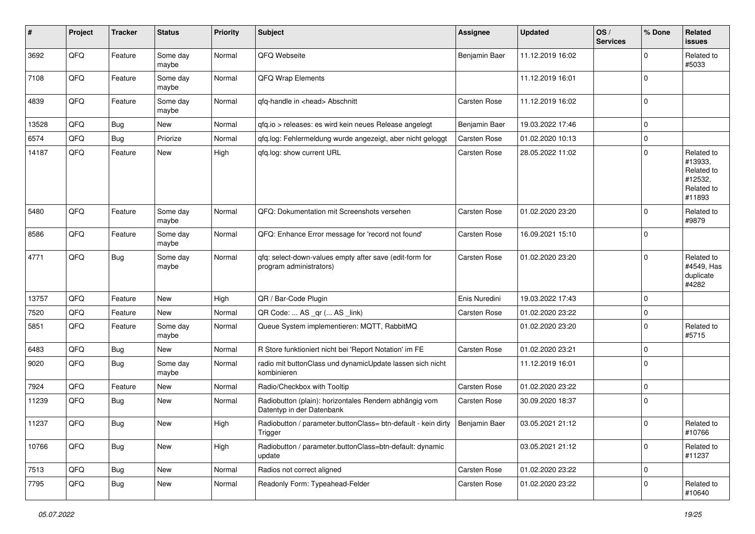| # | Project | Tracker | Status | Priority | Subject | Assignee | Updated | OS / Services | % Done | Related issues |
|---|---|---|---|---|---|---|---|---|---|---|
| 3692 | QFQ | Feature | Some day maybe | Normal | QFQ Webseite | Benjamin Baer | 11.12.2019 16:02 | | 0 | Related to #5033 |
| 7108 | QFQ | Feature | Some day maybe | Normal | QFQ Wrap Elements | | 11.12.2019 16:01 | | 0 | |
| 4839 | QFQ | Feature | Some day maybe | Normal | qfq-handle in <head> Abschnitt | Carsten Rose | 11.12.2019 16:02 | | 0 | |
| 13528 | QFQ | Bug | New | Normal | qfq.io > releases: es wird kein neues Release angelegt | Benjamin Baer | 19.03.2022 17:46 | | 0 | |
| 6574 | QFQ | Bug | Priorize | Normal | qfq.log: Fehlermeldung wurde angezeigt, aber nicht geloggt | Carsten Rose | 01.02.2020 10:13 | | 0 | |
| 14187 | QFQ | Feature | New | High | qfq.log: show current URL | Carsten Rose | 28.05.2022 11:02 | | 0 | Related to #13933, Related to #12532, Related to #11893 |
| 5480 | QFQ | Feature | Some day maybe | Normal | QFQ: Dokumentation mit Screenshots versehen | Carsten Rose | 01.02.2020 23:20 | | 0 | Related to #9879 |
| 8586 | QFQ | Feature | Some day maybe | Normal | QFQ: Enhance Error message for 'record not found' | Carsten Rose | 16.09.2021 15:10 | | 0 | |
| 4771 | QFQ | Bug | Some day maybe | Normal | qfq: select-down-values empty after save (edit-form for program administrators) | Carsten Rose | 01.02.2020 23:20 | | 0 | Related to #4549, Has duplicate #4282 |
| 13757 | QFQ | Feature | New | High | QR / Bar-Code Plugin | Enis Nuredini | 19.03.2022 17:43 | | 0 | |
| 7520 | QFQ | Feature | New | Normal | QR Code: ... AS _qr (... AS _link) | Carsten Rose | 01.02.2020 23:22 | | 0 | |
| 5851 | QFQ | Feature | Some day maybe | Normal | Queue System implementieren: MQTT, RabbitMQ | | 01.02.2020 23:20 | | 0 | Related to #5715 |
| 6483 | QFQ | Bug | New | Normal | R Store funktioniert nicht bei 'Report Notation' im FE | Carsten Rose | 01.02.2020 23:21 | | 0 | |
| 9020 | QFQ | Bug | Some day maybe | Normal | radio mit buttonClass und dynamicUpdate lassen sich nicht kombinieren | | 11.12.2019 16:01 | | 0 | |
| 7924 | QFQ | Feature | New | Normal | Radio/Checkbox with Tooltip | Carsten Rose | 01.02.2020 23:22 | | 0 | |
| 11239 | QFQ | Bug | New | Normal | Radiobutton (plain): horizontales Rendern abhängig vom Datentyp in der Datenbank | Carsten Rose | 30.09.2020 18:37 | | 0 | |
| 11237 | QFQ | Bug | New | High | Radiobutton / parameter.buttonClass= btn-default - kein dirty Trigger | Benjamin Baer | 03.05.2021 21:12 | | 0 | Related to #10766 |
| 10766 | QFQ | Bug | New | High | Radiobutton / parameter.buttonClass=btn-default: dynamic update | | 03.05.2021 21:12 | | 0 | Related to #11237 |
| 7513 | QFQ | Bug | New | Normal | Radios not correct aligned | Carsten Rose | 01.02.2020 23:22 | | 0 | |
| 7795 | QFQ | Bug | New | Normal | Readonly Form: Typeahead-Felder | Carsten Rose | 01.02.2020 23:22 | | 0 | Related to #10640 |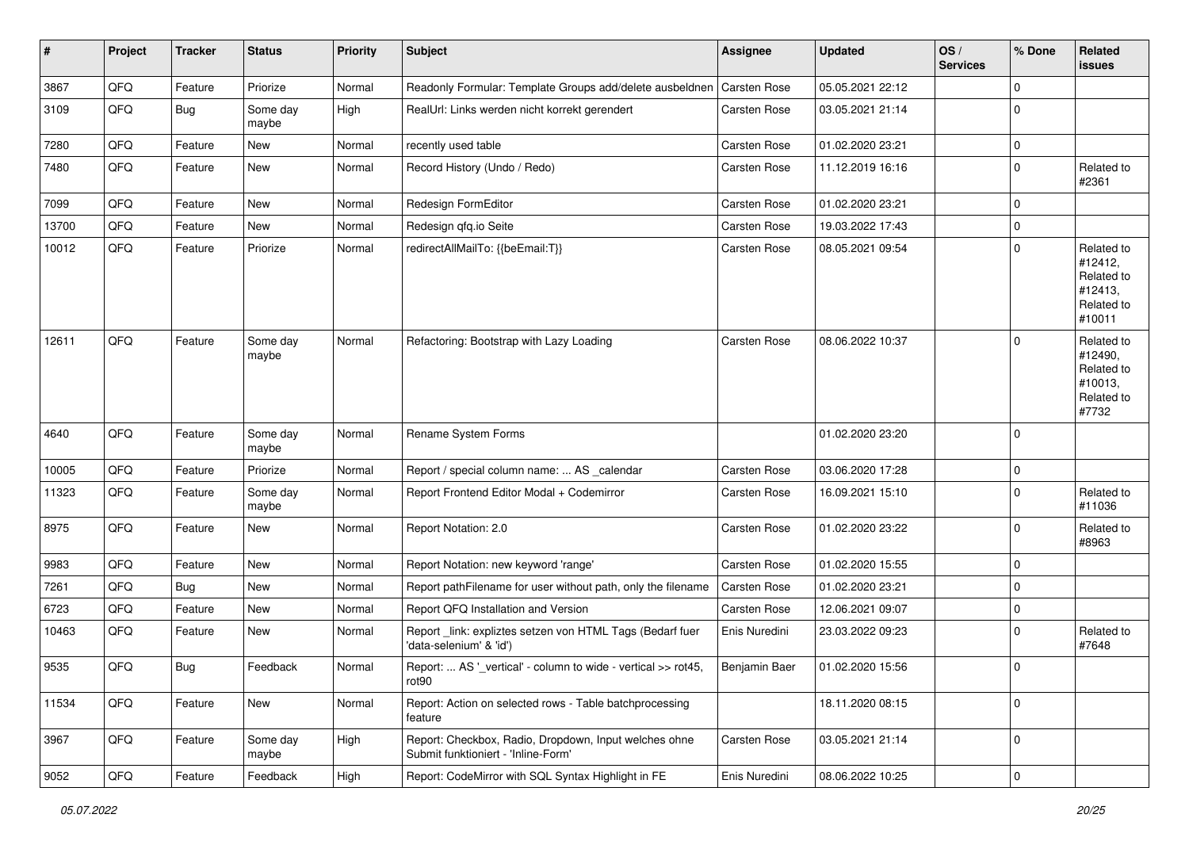| # | Project | Tracker | Status | Priority | Subject | Assignee | Updated | OS / Services | % Done | Related issues |
|---|---|---|---|---|---|---|---|---|---|---|
| 3867 | QFQ | Feature | Priorize | Normal | Readonly Formular: Template Groups add/delete ausbeldnen | Carsten Rose | 05.05.2021 22:12 | | 0 | |
| 3109 | QFQ | Bug | Some day maybe | High | RealUrl: Links werden nicht korrekt gerendert | Carsten Rose | 03.05.2021 21:14 | | 0 | |
| 7280 | QFQ | Feature | New | Normal | recently used table | Carsten Rose | 01.02.2020 23:21 | | 0 | |
| 7480 | QFQ | Feature | New | Normal | Record History (Undo / Redo) | Carsten Rose | 11.12.2019 16:16 | | 0 | Related to #2361 |
| 7099 | QFQ | Feature | New | Normal | Redesign FormEditor | Carsten Rose | 01.02.2020 23:21 | | 0 | |
| 13700 | QFQ | Feature | New | Normal | Redesign qfq.io Seite | Carsten Rose | 19.03.2022 17:43 | | 0 | |
| 10012 | QFQ | Feature | Priorize | Normal | redirectAllMailTo: {{beEmail:T}} | Carsten Rose | 08.05.2021 09:54 | | 0 | Related to #12412, Related to #12413, Related to #10011 |
| 12611 | QFQ | Feature | Some day maybe | Normal | Refactoring: Bootstrap with Lazy Loading | Carsten Rose | 08.06.2022 10:37 | | 0 | Related to #12490, Related to #10013, Related to #7732 |
| 4640 | QFQ | Feature | Some day maybe | Normal | Rename System Forms | | 01.02.2020 23:20 | | 0 | |
| 10005 | QFQ | Feature | Priorize | Normal | Report / special column name: ... AS _calendar | Carsten Rose | 03.06.2020 17:28 | | 0 | |
| 11323 | QFQ | Feature | Some day maybe | Normal | Report Frontend Editor Modal + Codemirror | Carsten Rose | 16.09.2021 15:10 | | 0 | Related to #11036 |
| 8975 | QFQ | Feature | New | Normal | Report Notation: 2.0 | Carsten Rose | 01.02.2020 23:22 | | 0 | Related to #8963 |
| 9983 | QFQ | Feature | New | Normal | Report Notation: new keyword 'range' | Carsten Rose | 01.02.2020 15:55 | | 0 | |
| 7261 | QFQ | Bug | New | Normal | Report pathFilename for user without path, only the filename | Carsten Rose | 01.02.2020 23:21 | | 0 | |
| 6723 | QFQ | Feature | New | Normal | Report QFQ Installation and Version | Carsten Rose | 12.06.2021 09:07 | | 0 | |
| 10463 | QFQ | Feature | New | Normal | Report _link: expliztes setzen von HTML Tags (Bedarf fuer 'data-selenium' & 'id') | Enis Nuredini | 23.03.2022 09:23 | | 0 | Related to #7648 |
| 9535 | QFQ | Bug | Feedback | Normal | Report: ... AS '_vertical' - column to wide - vertical >> rot45, rot90 | Benjamin Baer | 01.02.2020 15:56 | | 0 | |
| 11534 | QFQ | Feature | New | Normal | Report: Action on selected rows - Table batchprocessing feature | | 18.11.2020 08:15 | | 0 | |
| 3967 | QFQ | Feature | Some day maybe | High | Report: Checkbox, Radio, Dropdown, Input welches ohne Submit funktioniert - 'Inline-Form' | Carsten Rose | 03.05.2021 21:14 | | 0 | |
| 9052 | QFQ | Feature | Feedback | High | Report: CodeMirror with SQL Syntax Highlight in FE | Enis Nuredini | 08.06.2022 10:25 | | 0 | |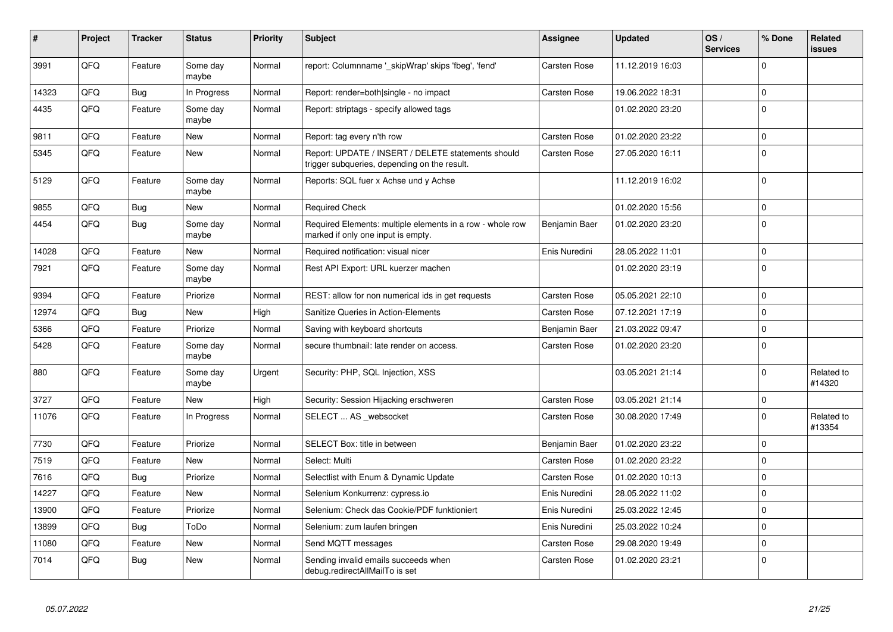| # | Project | Tracker | Status | Priority | Subject | Assignee | Updated | OS / Services | % Done | Related issues |
|---|---|---|---|---|---|---|---|---|---|---|
| 3991 | QFQ | Feature | Some day maybe | Normal | report: Columnname '_skipWrap' skips 'fbeg', 'fend' | Carsten Rose | 11.12.2019 16:03 | | 0 | |
| 14323 | QFQ | Bug | In Progress | Normal | Report: render=both\|single - no impact | Carsten Rose | 19.06.2022 18:31 | | 0 | |
| 4435 | QFQ | Feature | Some day maybe | Normal | Report: striptags - specify allowed tags | | 01.02.2020 23:20 | | 0 | |
| 9811 | QFQ | Feature | New | Normal | Report: tag every n'th row | Carsten Rose | 01.02.2020 23:22 | | 0 | |
| 5345 | QFQ | Feature | New | Normal | Report: UPDATE / INSERT / DELETE statements should trigger subqueries, depending on the result. | Carsten Rose | 27.05.2020 16:11 | | 0 | |
| 5129 | QFQ | Feature | Some day maybe | Normal | Reports: SQL fuer x Achse und y Achse | | 11.12.2019 16:02 | | 0 | |
| 9855 | QFQ | Bug | New | Normal | Required Check | | 01.02.2020 15:56 | | 0 | |
| 4454 | QFQ | Bug | Some day maybe | Normal | Required Elements: multiple elements in a row - whole row marked if only one input is empty. | Benjamin Baer | 01.02.2020 23:20 | | 0 | |
| 14028 | QFQ | Feature | New | Normal | Required notification: visual nicer | Enis Nuredini | 28.05.2022 11:01 | | 0 | |
| 7921 | QFQ | Feature | Some day maybe | Normal | Rest API Export: URL kuerzer machen | | 01.02.2020 23:19 | | 0 | |
| 9394 | QFQ | Feature | Priorize | Normal | REST: allow for non numerical ids in get requests | Carsten Rose | 05.05.2021 22:10 | | 0 | |
| 12974 | QFQ | Bug | New | High | Sanitize Queries in Action-Elements | Carsten Rose | 07.12.2021 17:19 | | 0 | |
| 5366 | QFQ | Feature | Priorize | Normal | Saving with keyboard shortcuts | Benjamin Baer | 21.03.2022 09:47 | | 0 | |
| 5428 | QFQ | Feature | Some day maybe | Normal | secure thumbnail: late render on access. | Carsten Rose | 01.02.2020 23:20 | | 0 | |
| 880 | QFQ | Feature | Some day maybe | Urgent | Security: PHP, SQL Injection, XSS | | 03.05.2021 21:14 | | 0 | Related to #14320 |
| 3727 | QFQ | Feature | New | High | Security: Session Hijacking erschweren | Carsten Rose | 03.05.2021 21:14 | | 0 | |
| 11076 | QFQ | Feature | In Progress | Normal | SELECT ... AS _websocket | Carsten Rose | 30.08.2020 17:49 | | 0 | Related to #13354 |
| 7730 | QFQ | Feature | Priorize | Normal | SELECT Box: title in between | Benjamin Baer | 01.02.2020 23:22 | | 0 | |
| 7519 | QFQ | Feature | New | Normal | Select: Multi | Carsten Rose | 01.02.2020 23:22 | | 0 | |
| 7616 | QFQ | Bug | Priorize | Normal | Selectlist with Enum & Dynamic Update | Carsten Rose | 01.02.2020 10:13 | | 0 | |
| 14227 | QFQ | Feature | New | Normal | Selenium Konkurrenz: cypress.io | Enis Nuredini | 28.05.2022 11:02 | | 0 | |
| 13900 | QFQ | Feature | Priorize | Normal | Selenium: Check das Cookie/PDF funktioniert | Enis Nuredini | 25.03.2022 12:45 | | 0 | |
| 13899 | QFQ | Bug | ToDo | Normal | Selenium: zum laufen bringen | Enis Nuredini | 25.03.2022 10:24 | | 0 | |
| 11080 | QFQ | Feature | New | Normal | Send MQTT messages | Carsten Rose | 29.08.2020 19:49 | | 0 | |
| 7014 | QFQ | Bug | New | Normal | Sending invalid emails succeeds when debug.redirectAllMailTo is set | Carsten Rose | 01.02.2020 23:21 | | 0 | |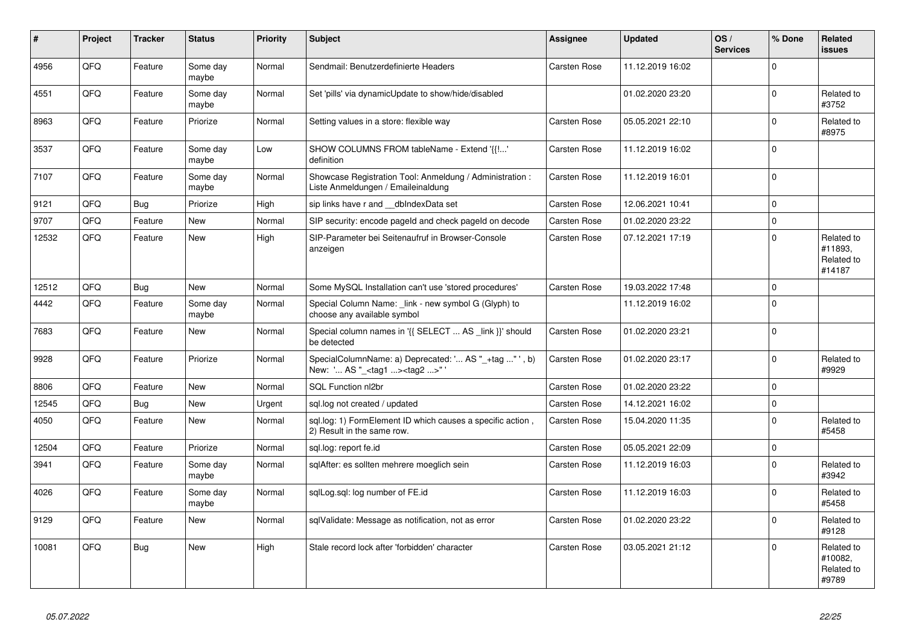| # | Project | Tracker | Status | Priority | Subject | Assignee | Updated | OS / Services | % Done | Related issues |
|---|---|---|---|---|---|---|---|---|---|---|
| 4956 | QFQ | Feature | Some day maybe | Normal | Sendmail: Benutzerdefinierte Headers | Carsten Rose | 11.12.2019 16:02 | | 0 | |
| 4551 | QFQ | Feature | Some day maybe | Normal | Set 'pills' via dynamicUpdate to show/hide/disabled | | 01.02.2020 23:20 | | 0 | Related to #3752 |
| 8963 | QFQ | Feature | Priorize | Normal | Setting values in a store: flexible way | Carsten Rose | 05.05.2021 22:10 | | 0 | Related to #8975 |
| 3537 | QFQ | Feature | Some day maybe | Low | SHOW COLUMNS FROM tableName - Extend '{{!...' definition | Carsten Rose | 11.12.2019 16:02 | | 0 | |
| 7107 | QFQ | Feature | Some day maybe | Normal | Showcase Registration Tool: Anmeldung / Administration : Liste Anmeldungen / Emaileinaldung | Carsten Rose | 11.12.2019 16:01 | | 0 | |
| 9121 | QFQ | Bug | Priorize | High | sip links have r and __dbIndexData set | Carsten Rose | 12.06.2021 10:41 | | 0 | |
| 9707 | QFQ | Feature | New | Normal | SIP security: encode pageId and check pageId on decode | Carsten Rose | 01.02.2020 23:22 | | 0 | |
| 12532 | QFQ | Feature | New | High | SIP-Parameter bei Seitenaufruf in Browser-Console anzeigen | Carsten Rose | 07.12.2021 17:19 | | 0 | Related to #11893, Related to #14187 |
| 12512 | QFQ | Bug | New | Normal | Some MySQL Installation can't use 'stored procedures' | Carsten Rose | 19.03.2022 17:48 | | 0 | |
| 4442 | QFQ | Feature | Some day maybe | Normal | Special Column Name: _link - new symbol G (Glyph) to choose any available symbol | | 11.12.2019 16:02 | | 0 | |
| 7683 | QFQ | Feature | New | Normal | Special column names in '{{ SELECT ... AS _link }}' should be detected | Carsten Rose | 01.02.2020 23:21 | | 0 | |
| 9928 | QFQ | Feature | Priorize | Normal | SpecialColumnName: a) Deprecated: '... AS "_+tag ..." ', b) New: '... AS "_<tag1 ...><tag2 ...>" ' | Carsten Rose | 01.02.2020 23:17 | | 0 | Related to #9929 |
| 8806 | QFQ | Feature | New | Normal | SQL Function nl2br | Carsten Rose | 01.02.2020 23:22 | | 0 | |
| 12545 | QFQ | Bug | New | Urgent | sql.log not created / updated | Carsten Rose | 14.12.2021 16:02 | | 0 | |
| 4050 | QFQ | Feature | New | Normal | sql.log: 1) FormElement ID which causes a specific action , 2) Result in the same row. | Carsten Rose | 15.04.2020 11:35 | | 0 | Related to #5458 |
| 12504 | QFQ | Feature | Priorize | Normal | sql.log: report fe.id | Carsten Rose | 05.05.2021 22:09 | | 0 | |
| 3941 | QFQ | Feature | Some day maybe | Normal | sqlAfter: es sollten mehrere moeglich sein | Carsten Rose | 11.12.2019 16:03 | | 0 | Related to #3942 |
| 4026 | QFQ | Feature | Some day maybe | Normal | sqlLog.sql: log number of FE.id | Carsten Rose | 11.12.2019 16:03 | | 0 | Related to #5458 |
| 9129 | QFQ | Feature | New | Normal | sqlValidate: Message as notification, not as error | Carsten Rose | 01.02.2020 23:22 | | 0 | Related to #9128 |
| 10081 | QFQ | Bug | New | High | Stale record lock after 'forbidden' character | Carsten Rose | 03.05.2021 21:12 | | 0 | Related to #10082, Related to #9789 |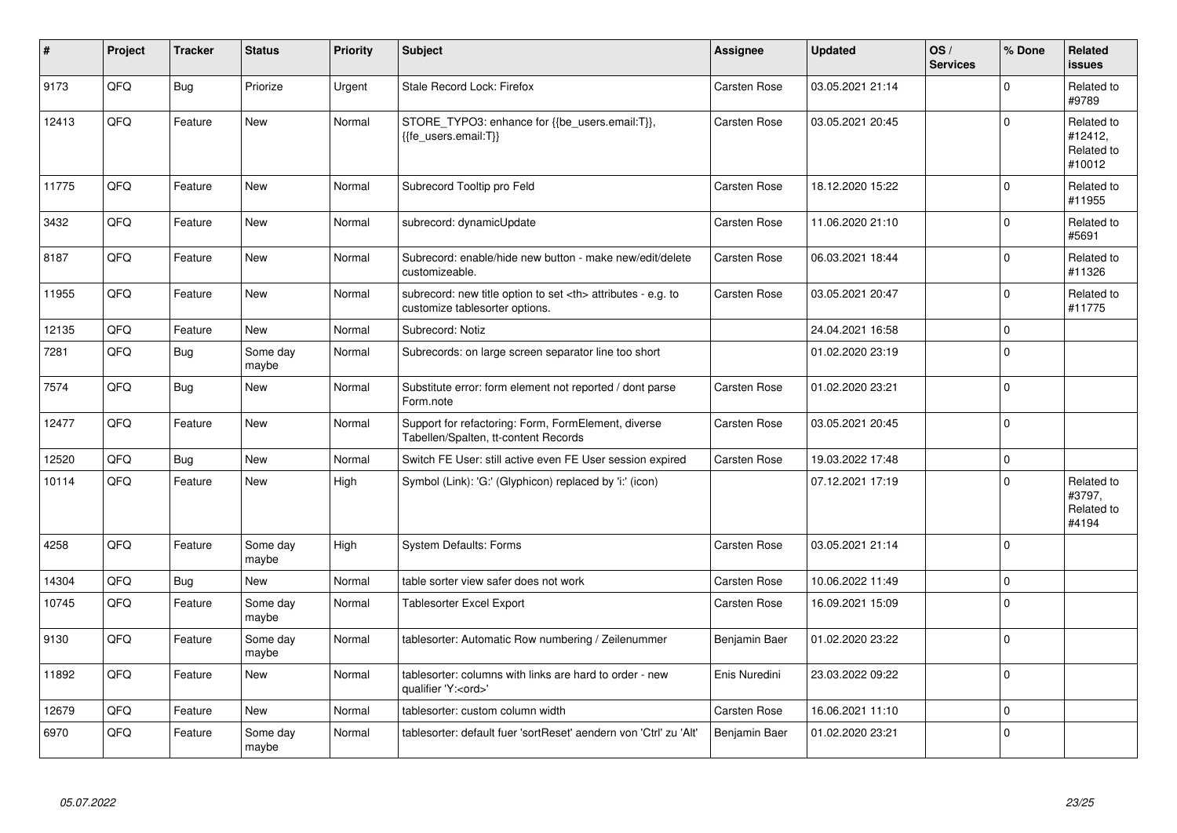| # | Project | Tracker | Status | Priority | Subject | Assignee | Updated | OS / Services | % Done | Related issues |
|---|---|---|---|---|---|---|---|---|---|---|
| 9173 | QFQ | Bug | Priorize | Urgent | Stale Record Lock: Firefox | Carsten Rose | 03.05.2021 21:14 | | 0 | Related to #9789 |
| 12413 | QFQ | Feature | New | Normal | STORE_TYPO3: enhance for {{be_users.email:T}}, {{fe_users.email:T}} | Carsten Rose | 03.05.2021 20:45 | | 0 | Related to #12412, Related to #10012 |
| 11775 | QFQ | Feature | New | Normal | Subrecord Tooltip pro Feld | Carsten Rose | 18.12.2020 15:22 | | 0 | Related to #11955 |
| 3432 | QFQ | Feature | New | Normal | subrecord: dynamicUpdate | Carsten Rose | 11.06.2020 21:10 | | 0 | Related to #5691 |
| 8187 | QFQ | Feature | New | Normal | Subrecord: enable/hide new button - make new/edit/delete customizeable. | Carsten Rose | 06.03.2021 18:44 | | 0 | Related to #11326 |
| 11955 | QFQ | Feature | New | Normal | subrecord: new title option to set <th> attributes - e.g. to customize tablesorter options. | Carsten Rose | 03.05.2021 20:47 | | 0 | Related to #11775 |
| 12135 | QFQ | Feature | New | Normal | Subrecord: Notiz | | 24.04.2021 16:58 | | 0 | |
| 7281 | QFQ | Bug | Some day maybe | Normal | Subrecords: on large screen separator line too short | | 01.02.2020 23:19 | | 0 | |
| 7574 | QFQ | Bug | New | Normal | Substitute error: form element not reported / dont parse Form.note | Carsten Rose | 01.02.2020 23:21 | | 0 | |
| 12477 | QFQ | Feature | New | Normal | Support for refactoring: Form, FormElement, diverse Tabellen/Spalten, tt-content Records | Carsten Rose | 03.05.2021 20:45 | | 0 | |
| 12520 | QFQ | Bug | New | Normal | Switch FE User: still active even FE User session expired | Carsten Rose | 19.03.2022 17:48 | | 0 | |
| 10114 | QFQ | Feature | New | High | Symbol (Link): 'G:' (Glyphicon) replaced by 'i:' (icon) | | 07.12.2021 17:19 | | 0 | Related to #3797, Related to #4194 |
| 4258 | QFQ | Feature | Some day maybe | High | System Defaults: Forms | Carsten Rose | 03.05.2021 21:14 | | 0 | |
| 14304 | QFQ | Bug | New | Normal | table sorter view safer does not work | Carsten Rose | 10.06.2022 11:49 | | 0 | |
| 10745 | QFQ | Feature | Some day maybe | Normal | Tablesorter Excel Export | Carsten Rose | 16.09.2021 15:09 | | 0 | |
| 9130 | QFQ | Feature | Some day maybe | Normal | tablesorter: Automatic Row numbering / Zeilenummer | Benjamin Baer | 01.02.2020 23:22 | | 0 | |
| 11892 | QFQ | Feature | New | Normal | tablesorter: columns with links are hard to order - new qualifier 'Y:<ord>' | Enis Nuredini | 23.03.2022 09:22 | | 0 | |
| 12679 | QFQ | Feature | New | Normal | tablesorter: custom column width | Carsten Rose | 16.06.2021 11:10 | | 0 | |
| 6970 | QFQ | Feature | Some day maybe | Normal | tablesorter: default fuer 'sortReset' aendern von 'Ctrl' zu 'Alt' | Benjamin Baer | 01.02.2020 23:21 | | 0 | |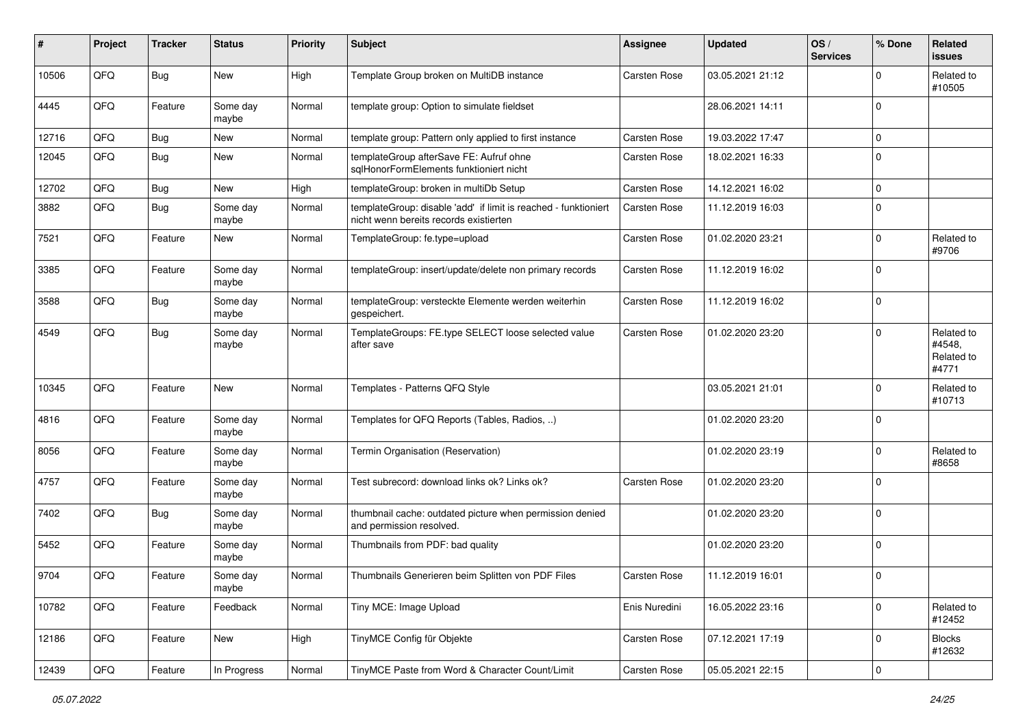| # | Project | Tracker | Status | Priority | Subject | Assignee | Updated | OS / Services | % Done | Related issues |
|---|---|---|---|---|---|---|---|---|---|---|
| 10506 | QFQ | Bug | New | High | Template Group broken on MultiDB instance | Carsten Rose | 03.05.2021 21:12 | | 0 | Related to #10505 |
| 4445 | QFQ | Feature | Some day maybe | Normal | template group: Option to simulate fieldset | | 28.06.2021 14:11 | | 0 | |
| 12716 | QFQ | Bug | New | Normal | template group: Pattern only applied to first instance | Carsten Rose | 19.03.2022 17:47 | | 0 | |
| 12045 | QFQ | Bug | New | Normal | templateGroup afterSave FE: Aufruf ohne sqlHonorFormElements funktioniert nicht | Carsten Rose | 18.02.2021 16:33 | | 0 | |
| 12702 | QFQ | Bug | New | High | templateGroup: broken in multiDb Setup | Carsten Rose | 14.12.2021 16:02 | | 0 | |
| 3882 | QFQ | Bug | Some day maybe | Normal | templateGroup: disable 'add' if limit is reached - funktioniert nicht wenn bereits records existierten | Carsten Rose | 11.12.2019 16:03 | | 0 | |
| 7521 | QFQ | Feature | New | Normal | TemplateGroup: fe.type=upload | Carsten Rose | 01.02.2020 23:21 | | 0 | Related to #9706 |
| 3385 | QFQ | Feature | Some day maybe | Normal | templateGroup: insert/update/delete non primary records | Carsten Rose | 11.12.2019 16:02 | | 0 | |
| 3588 | QFQ | Bug | Some day maybe | Normal | templateGroup: versteckte Elemente werden weiterhin gespeichert. | Carsten Rose | 11.12.2019 16:02 | | 0 | |
| 4549 | QFQ | Bug | Some day maybe | Normal | TemplateGroups: FE.type SELECT loose selected value after save | Carsten Rose | 01.02.2020 23:20 | | 0 | Related to #4548, Related to #4771 |
| 10345 | QFQ | Feature | New | Normal | Templates - Patterns QFQ Style | | 03.05.2021 21:01 | | 0 | Related to #10713 |
| 4816 | QFQ | Feature | Some day maybe | Normal | Templates for QFQ Reports (Tables, Radios, ..) | | 01.02.2020 23:20 | | 0 | |
| 8056 | QFQ | Feature | Some day maybe | Normal | Termin Organisation (Reservation) | | 01.02.2020 23:19 | | 0 | Related to #8658 |
| 4757 | QFQ | Feature | Some day maybe | Normal | Test subrecord: download links ok? Links ok? | Carsten Rose | 01.02.2020 23:20 | | 0 | |
| 7402 | QFQ | Bug | Some day maybe | Normal | thumbnail cache: outdated picture when permission denied and permission resolved. | | 01.02.2020 23:20 | | 0 | |
| 5452 | QFQ | Feature | Some day maybe | Normal | Thumbnails from PDF: bad quality | | 01.02.2020 23:20 | | 0 | |
| 9704 | QFQ | Feature | Some day maybe | Normal | Thumbnails Generieren beim Splitten von PDF Files | Carsten Rose | 11.12.2019 16:01 | | 0 | |
| 10782 | QFQ | Feature | Feedback | Normal | Tiny MCE: Image Upload | Enis Nuredini | 16.05.2022 23:16 | | 0 | Related to #12452 |
| 12186 | QFQ | Feature | New | High | TinyMCE Config für Objekte | Carsten Rose | 07.12.2021 17:19 | | 0 | Blocks #12632 |
| 12439 | QFQ | Feature | In Progress | Normal | TinyMCE Paste from Word & Character Count/Limit | Carsten Rose | 05.05.2021 22:15 | | 0 | |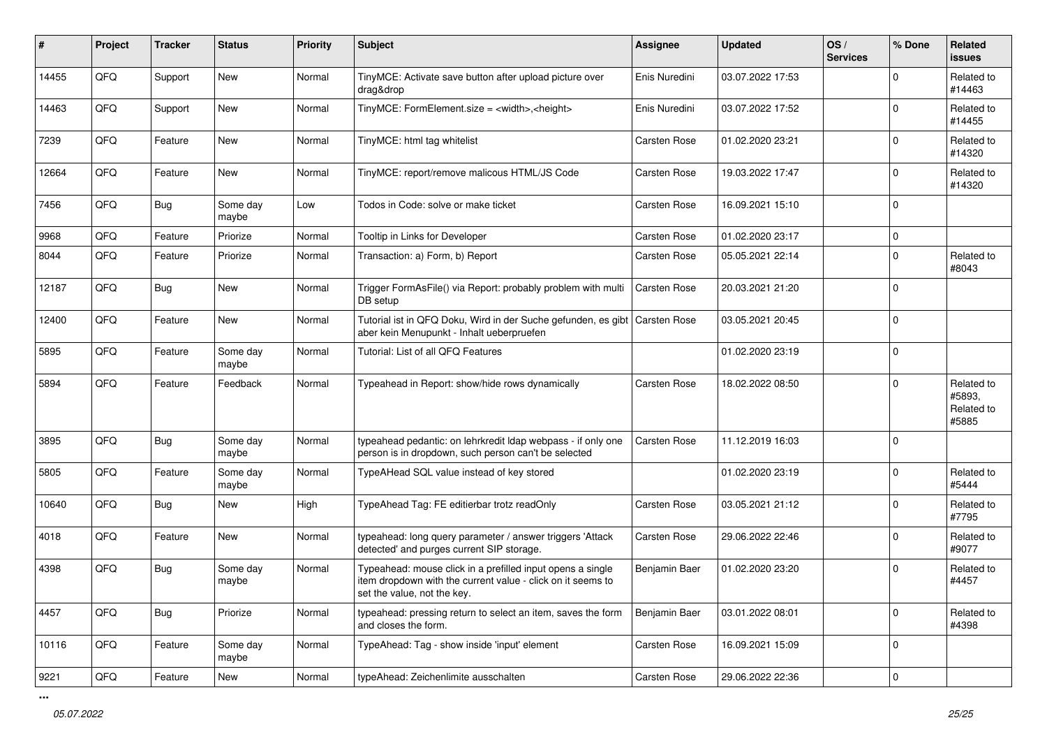| # | Project | Tracker | Status | Priority | Subject | Assignee | Updated | OS / Services | % Done | Related issues |
|---|---|---|---|---|---|---|---|---|---|---|
| 14455 | QFQ | Support | New | Normal | TinyMCE: Activate save button after upload picture over drag&drop | Enis Nuredini | 03.07.2022 17:53 | | 0 | Related to #14463 |
| 14463 | QFQ | Support | New | Normal | TinyMCE: FormElement.size = <width>,<height> | Enis Nuredini | 03.07.2022 17:52 | | 0 | Related to #14455 |
| 7239 | QFQ | Feature | New | Normal | TinyMCE: html tag whitelist | Carsten Rose | 01.02.2020 23:21 | | 0 | Related to #14320 |
| 12664 | QFQ | Feature | New | Normal | TinyMCE: report/remove malicous HTML/JS Code | Carsten Rose | 19.03.2022 17:47 | | 0 | Related to #14320 |
| 7456 | QFQ | Bug | Some day maybe | Low | Todos in Code: solve or make ticket | Carsten Rose | 16.09.2021 15:10 | | 0 | |
| 9968 | QFQ | Feature | Priorize | Normal | Tooltip in Links for Developer | Carsten Rose | 01.02.2020 23:17 | | 0 | |
| 8044 | QFQ | Feature | Priorize | Normal | Transaction: a) Form, b) Report | Carsten Rose | 05.05.2021 22:14 | | 0 | Related to #8043 |
| 12187 | QFQ | Bug | New | Normal | Trigger FormAsFile() via Report: probably problem with multi DB setup | Carsten Rose | 20.03.2021 21:20 | | 0 | |
| 12400 | QFQ | Feature | New | Normal | Tutorial ist in QFQ Doku, Wird in der Suche gefunden, es gibt aber kein Menupunkt - Inhalt ueberpruefen | Carsten Rose | 03.05.2021 20:45 | | 0 | |
| 5895 | QFQ | Feature | Some day maybe | Normal | Tutorial: List of all QFQ Features | | 01.02.2020 23:19 | | 0 | |
| 5894 | QFQ | Feature | Feedback | Normal | Typeahead in Report: show/hide rows dynamically | Carsten Rose | 18.02.2022 08:50 | | 0 | Related to #5893, Related to #5885 |
| 3895 | QFQ | Bug | Some day maybe | Normal | typeahead pedantic: on lehrkredit ldap webpass - if only one person is in dropdown, such person can't be selected | Carsten Rose | 11.12.2019 16:03 | | 0 | |
| 5805 | QFQ | Feature | Some day maybe | Normal | TypeAHead SQL value instead of key stored | | 01.02.2020 23:19 | | 0 | Related to #5444 |
| 10640 | QFQ | Bug | New | High | TypeAhead Tag: FE editierbar trotz readOnly | Carsten Rose | 03.05.2021 21:12 | | 0 | Related to #7795 |
| 4018 | QFQ | Feature | New | Normal | typeahead: long query parameter / answer triggers 'Attack detected' and purges current SIP storage. | Carsten Rose | 29.06.2022 22:46 | | 0 | Related to #9077 |
| 4398 | QFQ | Bug | Some day maybe | Normal | Typeahead: mouse click in a prefilled input opens a single item dropdown with the current value - click on it seems to set the value, not the key. | Benjamin Baer | 01.02.2020 23:20 | | 0 | Related to #4457 |
| 4457 | QFQ | Bug | Priorize | Normal | typeahead: pressing return to select an item, saves the form and closes the form. | Benjamin Baer | 03.01.2022 08:01 | | 0 | Related to #4398 |
| 10116 | QFQ | Feature | Some day maybe | Normal | TypeAhead: Tag - show inside 'input' element | Carsten Rose | 16.09.2021 15:09 | | 0 | |
| 9221 | QFQ | Feature | New | Normal | typeAhead: Zeichenlimite ausschalten | Carsten Rose | 29.06.2022 22:36 | | 0 | |

...